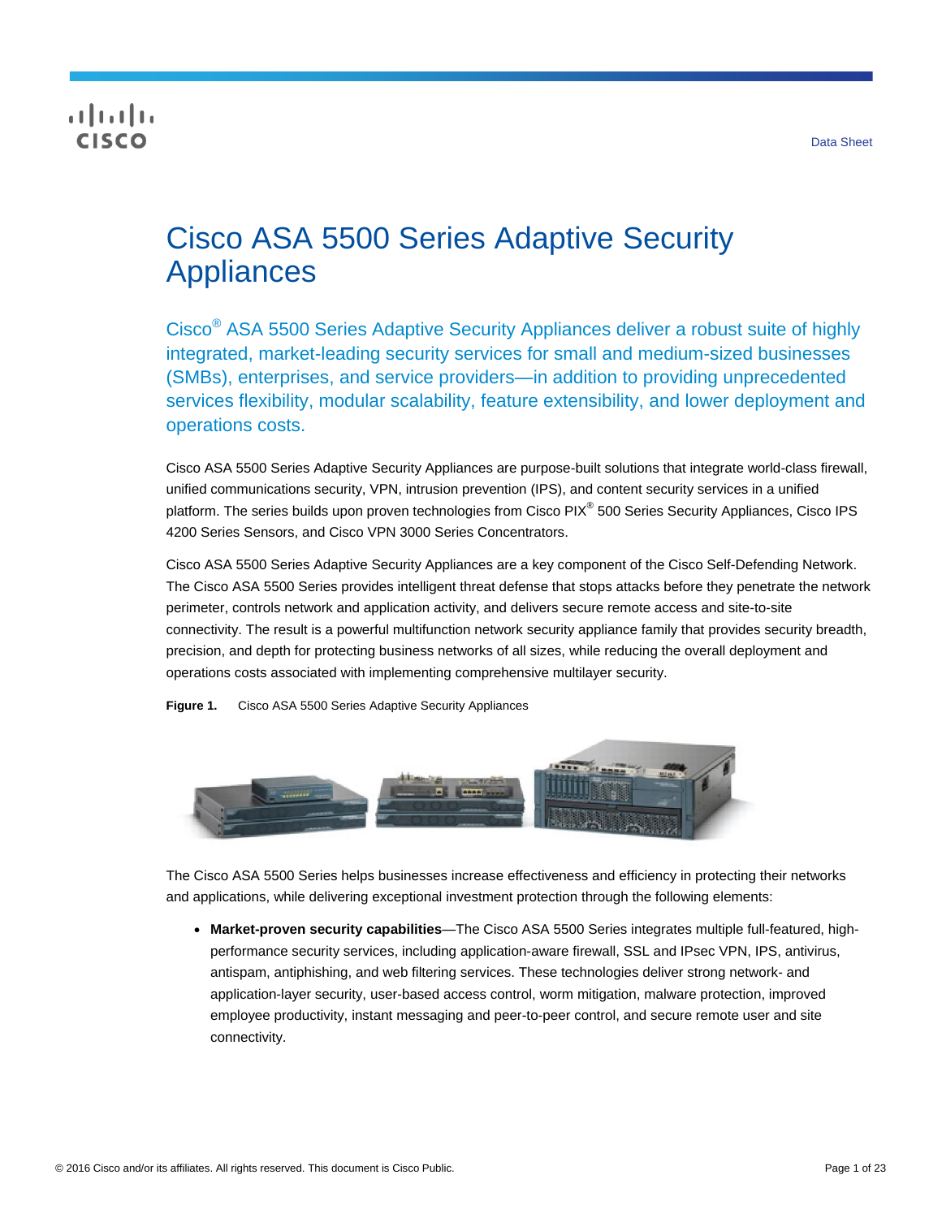Data Sheet

# Cisco ASA 5500 Series Adaptive Security Appliances

Cisco® ASA 5500 Series Adaptive Security Appliances deliver a robust suite of highly integrated, market-leading security services for small and medium-sized businesses (SMBs), enterprises, and service providers—in addition to providing unprecedented services flexibility, modular scalability, feature extensibility, and lower deployment and operations costs.

Cisco ASA 5500 Series Adaptive Security Appliances are purpose-built solutions that integrate world-class firewall, unified communications security, VPN, intrusion prevention (IPS), and content security services in a unified platform. The series builds upon proven technologies from Cisco PIX® 500 Series Security Appliances, Cisco IPS 4200 Series Sensors, and Cisco VPN 3000 Series Concentrators.

Cisco ASA 5500 Series Adaptive Security Appliances are a key component of the Cisco Self-Defending Network. The Cisco ASA 5500 Series provides intelligent threat defense that stops attacks before they penetrate the network perimeter, controls network and application activity, and delivers secure remote access and site-to-site connectivity. The result is a powerful multifunction network security appliance family that provides security breadth, precision, and depth for protecting business networks of all sizes, while reducing the overall deployment and operations costs associated with implementing comprehensive multilayer security.

**Figure 1.** Cisco ASA 5500 Series Adaptive Security Appliances

The Cisco ASA 5500 Series helps businesses increase effectiveness and efficiency in protecting their networks and applications, while delivering exceptional investment protection through the following elements:

- **Market-proven security capabilities**—The Cisco ASA 5500 Series integrates multiple full-featured, high-performance security services, including application-aware firewall, SSL and IPsec VPN, IPS, antivirus, antispam, antiphishing, and web filtering services. These technologies deliver strong network- and application-layer security, user-based access control, worm mitigation, malware protection, improved employee productivity, instant messaging and peer-to-peer control, and secure remote user and site connectivity.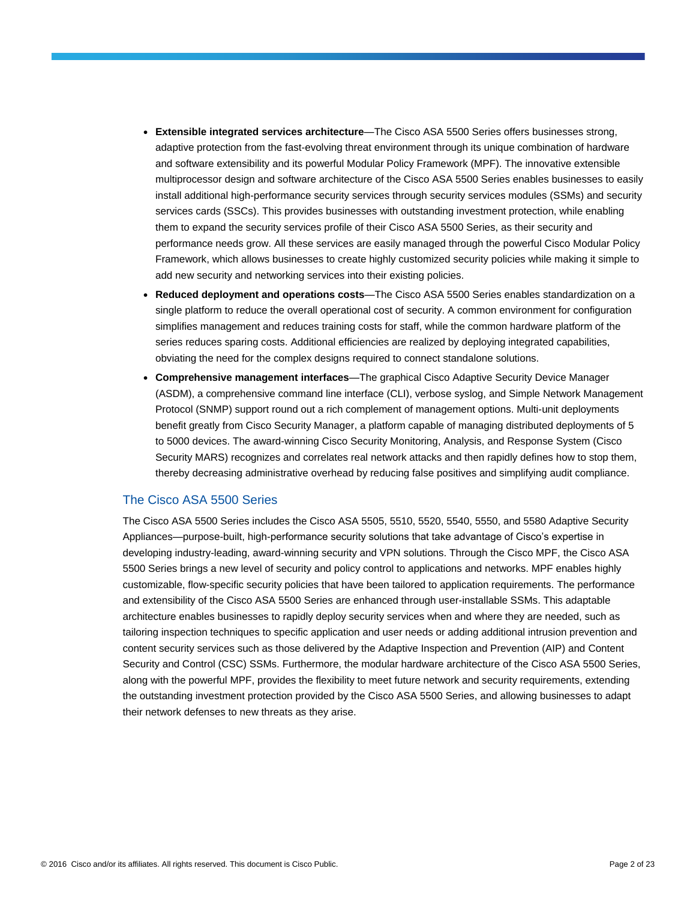- **Extensible integrated services architecture**—The Cisco ASA 5500 Series offers businesses strong, adaptive protection from the fast-evolving threat environment through its unique combination of hardware and software extensibility and its powerful Modular Policy Framework (MPF). The innovative extensible multiprocessor design and software architecture of the Cisco ASA 5500 Series enables businesses to easily install additional high-performance security services through security services modules (SSMs) and security services cards (SSCs). This provides businesses with outstanding investment protection, while enabling them to expand the security services profile of their Cisco ASA 5500 Series, as their security and performance needs grow. All these services are easily managed through the powerful Cisco Modular Policy Framework, which allows businesses to create highly customized security policies while making it simple to add new security and networking services into their existing policies.
- **Reduced deployment and operations costs**—The Cisco ASA 5500 Series enables standardization on a single platform to reduce the overall operational cost of security. A common environment for configuration simplifies management and reduces training costs for staff, while the common hardware platform of the series reduces sparing costs. Additional efficiencies are realized by deploying integrated capabilities, obviating the need for the complex designs required to connect standalone solutions.
- **Comprehensive management interfaces**—The graphical Cisco Adaptive Security Device Manager (ASDM), a comprehensive command line interface (CLI), verbose syslog, and Simple Network Management Protocol (SNMP) support round out a rich complement of management options. Multi-unit deployments benefit greatly from Cisco Security Manager, a platform capable of managing distributed deployments of 5 to 5000 devices. The award-winning Cisco Security Monitoring, Analysis, and Response System (Cisco Security MARS) recognizes and correlates real network attacks and then rapidly defines how to stop them, thereby decreasing administrative overhead by reducing false positives and simplifying audit compliance.

## The Cisco ASA 5500 Series

The Cisco ASA 5500 Series includes the Cisco ASA 5505, 5510, 5520, 5540, 5550, and 5580 Adaptive Security Appliances—purpose-built, high-performance security solutions that take advantage of Cisco's expertise in developing industry-leading, award-winning security and VPN solutions. Through the Cisco MPF, the Cisco ASA 5500 Series brings a new level of security and policy control to applications and networks. MPF enables highly customizable, flow-specific security policies that have been tailored to application requirements. The performance and extensibility of the Cisco ASA 5500 Series are enhanced through user-installable SSMs. This adaptable architecture enables businesses to rapidly deploy security services when and where they are needed, such as tailoring inspection techniques to specific application and user needs or adding additional intrusion prevention and content security services such as those delivered by the Adaptive Inspection and Prevention (AIP) and Content Security and Control (CSC) SSMs. Furthermore, the modular hardware architecture of the Cisco ASA 5500 Series, along with the powerful MPF, provides the flexibility to meet future network and security requirements, extending the outstanding investment protection provided by the Cisco ASA 5500 Series, and allowing businesses to adapt their network defenses to new threats as they arise.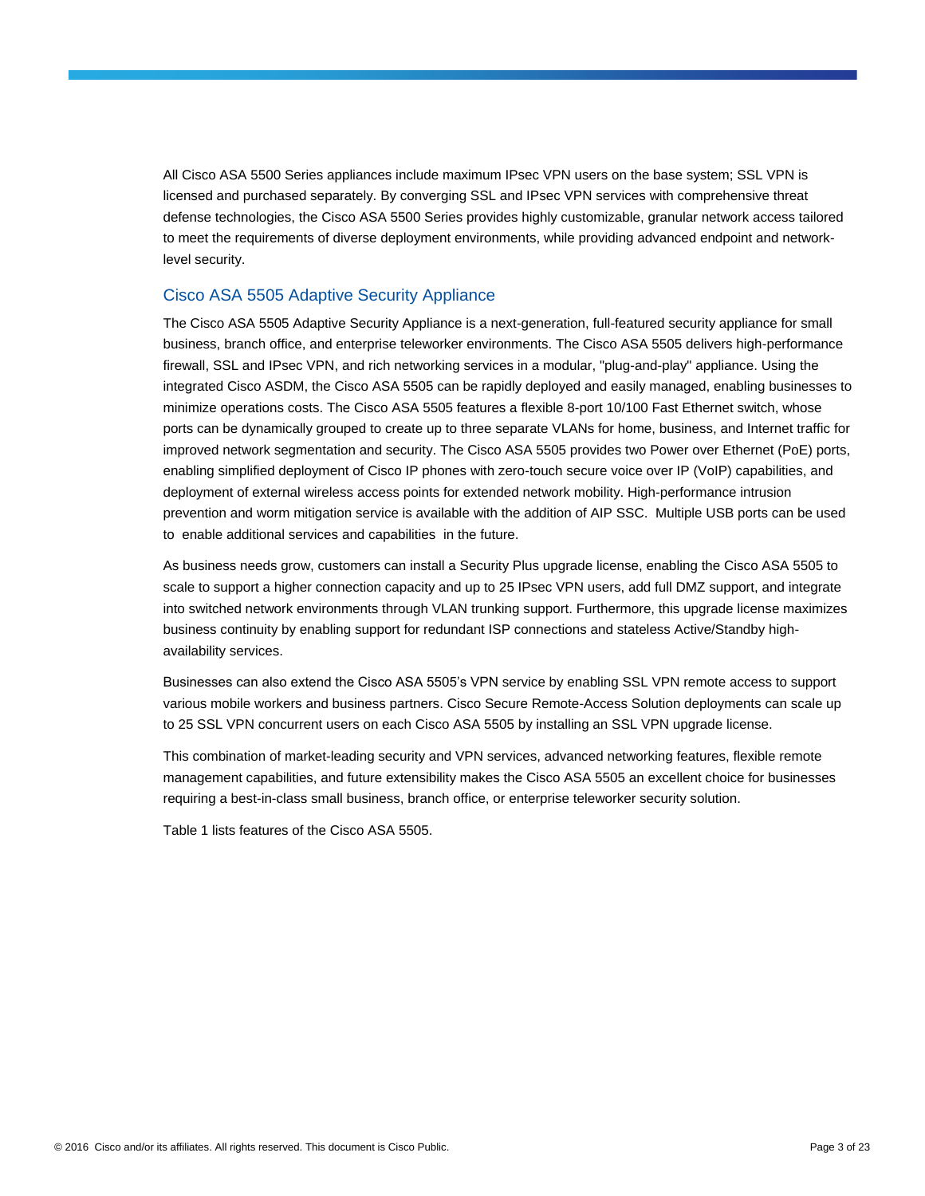All Cisco ASA 5500 Series appliances include maximum IPsec VPN users on the base system; SSL VPN is licensed and purchased separately. By converging SSL and IPsec VPN services with comprehensive threat defense technologies, the Cisco ASA 5500 Series provides highly customizable, granular network access tailored to meet the requirements of diverse deployment environments, while providing advanced endpoint and network-level security.

## Cisco ASA 5505 Adaptive Security Appliance

The Cisco ASA 5505 Adaptive Security Appliance is a next-generation, full-featured security appliance for small business, branch office, and enterprise teleworker environments. The Cisco ASA 5505 delivers high-performance firewall, SSL and IPsec VPN, and rich networking services in a modular, "plug-and-play" appliance. Using the integrated Cisco ASDM, the Cisco ASA 5505 can be rapidly deployed and easily managed, enabling businesses to minimize operations costs. The Cisco ASA 5505 features a flexible 8-port 10/100 Fast Ethernet switch, whose ports can be dynamically grouped to create up to three separate VLANs for home, business, and Internet traffic for improved network segmentation and security. The Cisco ASA 5505 provides two Power over Ethernet (PoE) ports, enabling simplified deployment of Cisco IP phones with zero-touch secure voice over IP (VoIP) capabilities, and deployment of external wireless access points for extended network mobility. High-performance intrusion prevention and worm mitigation service is available with the addition of AIP SSC. Multiple USB ports can be used to enable additional services and capabilities in the future.

As business needs grow, customers can install a Security Plus upgrade license, enabling the Cisco ASA 5505 to scale to support a higher connection capacity and up to 25 IPsec VPN users, add full DMZ support, and integrate into switched network environments through VLAN trunking support. Furthermore, this upgrade license maximizes business continuity by enabling support for redundant ISP connections and stateless Active/Standby high-availability services.

Businesses can also extend the Cisco ASA 5505's VPN service by enabling SSL VPN remote access to support various mobile workers and business partners. Cisco Secure Remote-Access Solution deployments can scale up to 25 SSL VPN concurrent users on each Cisco ASA 5505 by installing an SSL VPN upgrade license.

This combination of market-leading security and VPN services, advanced networking features, flexible remote management capabilities, and future extensibility makes the Cisco ASA 5505 an excellent choice for businesses requiring a best-in-class small business, branch office, or enterprise teleworker security solution.

Table 1 lists features of the Cisco ASA 5505.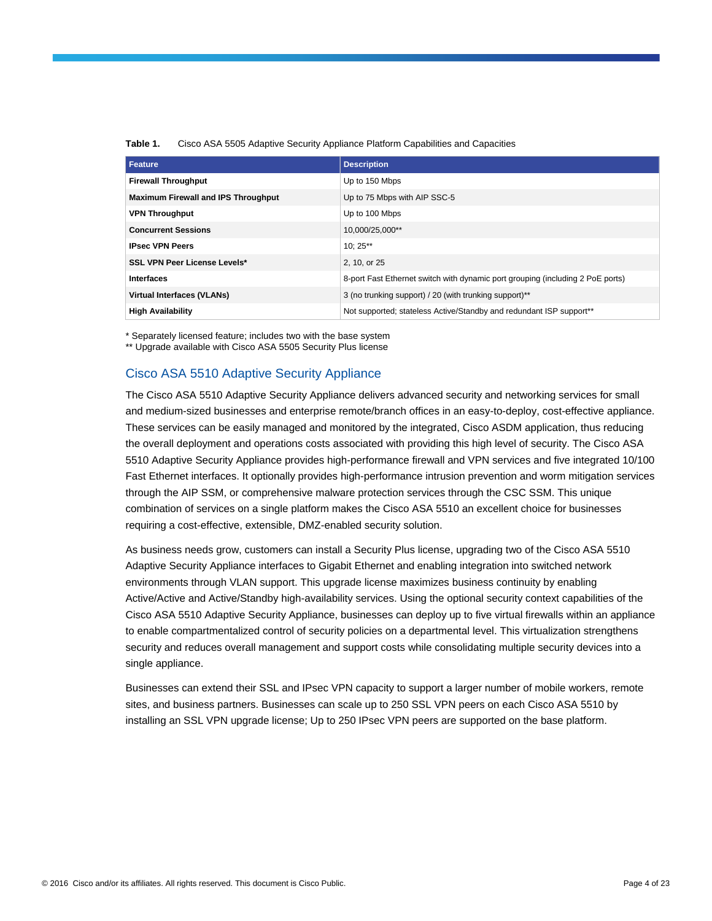**Table 1.** Cisco ASA 5505 Adaptive Security Appliance Platform Capabilities and Capacities

| Feature | Description |
| --- | --- |
| **Firewall Throughput** | Up to 150 Mbps |
| **Maximum Firewall and IPS Throughput** | Up to 75 Mbps with AIP SSC-5 |
| **VPN Throughput** | Up to 100 Mbps |
| **Concurrent Sessions** | 10,000/25,000** |
| **IPsec VPN Peers** | 10; 25** |
| **SSL VPN Peer License Levels*** | 2, 10, or 25 |
| **Interfaces** | 8-port Fast Ethernet switch with dynamic port grouping (including 2 PoE ports) |
| **Virtual Interfaces (VLANs)** | 3 (no trunking support) / 20 (with trunking support)** |
| **High Availability** | Not supported; stateless Active/Standby and redundant ISP support** |

\* Separately licensed feature; includes two with the base system
** Upgrade available with Cisco ASA 5505 Security Plus license

## Cisco ASA 5510 Adaptive Security Appliance

The Cisco ASA 5510 Adaptive Security Appliance delivers advanced security and networking services for small and medium-sized businesses and enterprise remote/branch offices in an easy-to-deploy, cost-effective appliance. These services can be easily managed and monitored by the integrated, Cisco ASDM application, thus reducing the overall deployment and operations costs associated with providing this high level of security. The Cisco ASA 5510 Adaptive Security Appliance provides high-performance firewall and VPN services and five integrated 10/100 Fast Ethernet interfaces. It optionally provides high-performance intrusion prevention and worm mitigation services through the AIP SSM, or comprehensive malware protection services through the CSC SSM. This unique combination of services on a single platform makes the Cisco ASA 5510 an excellent choice for businesses requiring a cost-effective, extensible, DMZ-enabled security solution.

As business needs grow, customers can install a Security Plus license, upgrading two of the Cisco ASA 5510 Adaptive Security Appliance interfaces to Gigabit Ethernet and enabling integration into switched network environments through VLAN support. This upgrade license maximizes business continuity by enabling Active/Active and Active/Standby high-availability services. Using the optional security context capabilities of the Cisco ASA 5510 Adaptive Security Appliance, businesses can deploy up to five virtual firewalls within an appliance to enable compartmentalized control of security policies on a departmental level. This virtualization strengthens security and reduces overall management and support costs while consolidating multiple security devices into a single appliance.

Businesses can extend their SSL and IPsec VPN capacity to support a larger number of mobile workers, remote sites, and business partners. Businesses can scale up to 250 SSL VPN peers on each Cisco ASA 5510 by installing an SSL VPN upgrade license; Up to 250 IPsec VPN peers are supported on the base platform.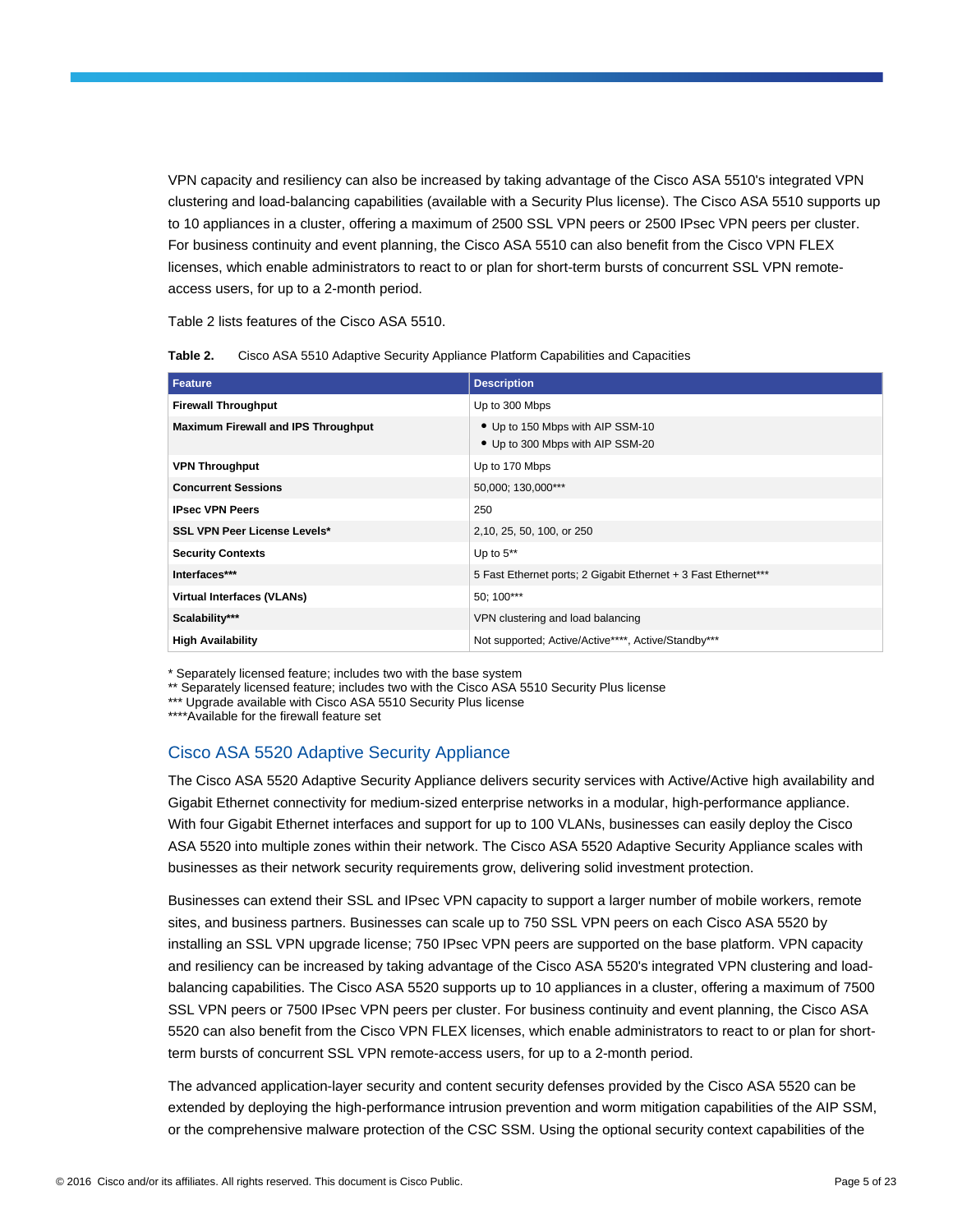VPN capacity and resiliency can also be increased by taking advantage of the Cisco ASA 5510's integrated VPN clustering and load-balancing capabilities (available with a Security Plus license). The Cisco ASA 5510 supports up to 10 appliances in a cluster, offering a maximum of 2500 SSL VPN peers or 2500 IPsec VPN peers per cluster. For business continuity and event planning, the Cisco ASA 5510 can also benefit from the Cisco VPN FLEX licenses, which enable administrators to react to or plan for short-term bursts of concurrent SSL VPN remote-access users, for up to a 2-month period.

Table 2 lists features of the Cisco ASA 5510.

**Table 2.** Cisco ASA 5510 Adaptive Security Appliance Platform Capabilities and Capacities

| Feature | Description |
|---|---|
| **Firewall Throughput** | Up to 300 Mbps |
| **Maximum Firewall and IPS Throughput** | • Up to 150 Mbps with AIP SSM-10<br>• Up to 300 Mbps with AIP SSM-20 |
| **VPN Throughput** | Up to 170 Mbps |
| **Concurrent Sessions** | 50,000; 130,000*** |
| **IPsec VPN Peers** | 250 |
| **SSL VPN Peer License Levels*** | 2,10, 25, 50, 100, or 250 |
| **Security Contexts** | Up to 5** |
| **Interfaces*** ** | 5 Fast Ethernet ports; 2 Gigabit Ethernet + 3 Fast Ethernet*** |
| **Virtual Interfaces (VLANs)** | 50; 100*** |
| **Scalability*** ** | VPN clustering and load balancing |
| **High Availability** | Not supported; Active/Active****, Active/Standby*** |

\* Separately licensed feature; includes two with the base system
** Separately licensed feature; includes two with the Cisco ASA 5510 Security Plus license
*** Upgrade available with Cisco ASA 5510 Security Plus license
****Available for the firewall feature set

## Cisco ASA 5520 Adaptive Security Appliance

The Cisco ASA 5520 Adaptive Security Appliance delivers security services with Active/Active high availability and Gigabit Ethernet connectivity for medium-sized enterprise networks in a modular, high-performance appliance. With four Gigabit Ethernet interfaces and support for up to 100 VLANs, businesses can easily deploy the Cisco ASA 5520 into multiple zones within their network. The Cisco ASA 5520 Adaptive Security Appliance scales with businesses as their network security requirements grow, delivering solid investment protection.

Businesses can extend their SSL and IPsec VPN capacity to support a larger number of mobile workers, remote sites, and business partners. Businesses can scale up to 750 SSL VPN peers on each Cisco ASA 5520 by installing an SSL VPN upgrade license; 750 IPsec VPN peers are supported on the base platform. VPN capacity and resiliency can be increased by taking advantage of the Cisco ASA 5520's integrated VPN clustering and load-balancing capabilities. The Cisco ASA 5520 supports up to 10 appliances in a cluster, offering a maximum of 7500 SSL VPN peers or 7500 IPsec VPN peers per cluster. For business continuity and event planning, the Cisco ASA 5520 can also benefit from the Cisco VPN FLEX licenses, which enable administrators to react to or plan for short-term bursts of concurrent SSL VPN remote-access users, for up to a 2-month period.

The advanced application-layer security and content security defenses provided by the Cisco ASA 5520 can be extended by deploying the high-performance intrusion prevention and worm mitigation capabilities of the AIP SSM, or the comprehensive malware protection of the CSC SSM. Using the optional security context capabilities of the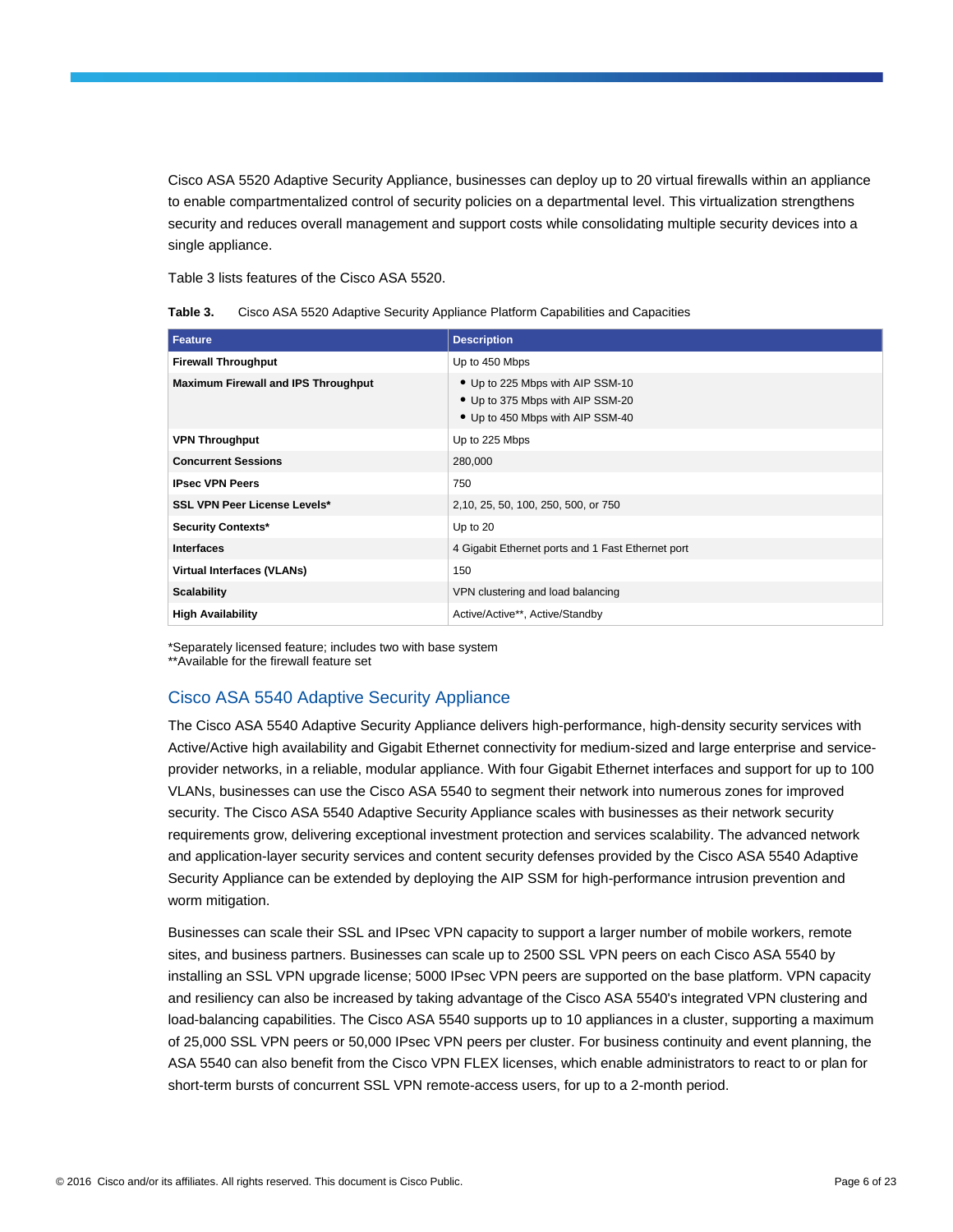Cisco ASA 5520 Adaptive Security Appliance, businesses can deploy up to 20 virtual firewalls within an appliance to enable compartmentalized control of security policies on a departmental level. This virtualization strengthens security and reduces overall management and support costs while consolidating multiple security devices into a single appliance.

Table 3 lists features of the Cisco ASA 5520.

**Table 3.** Cisco ASA 5520 Adaptive Security Appliance Platform Capabilities and Capacities

| Feature | Description |
|---|---|
| **Firewall Throughput** | Up to 450 Mbps |
| **Maximum Firewall and IPS Throughput** | • Up to 225 Mbps with AIP SSM-10<br>• Up to 375 Mbps with AIP SSM-20<br>• Up to 450 Mbps with AIP SSM-40 |
| **VPN Throughput** | Up to 225 Mbps |
| **Concurrent Sessions** | 280,000 |
| **IPsec VPN Peers** | 750 |
| **SSL VPN Peer License Levels*** | 2,10, 25, 50, 100, 250, 500, or 750 |
| **Security Contexts*** | Up to 20 |
| **Interfaces** | 4 Gigabit Ethernet ports and 1 Fast Ethernet port |
| **Virtual Interfaces (VLANs)** | 150 |
| **Scalability** | VPN clustering and load balancing |
| **High Availability** | Active/Active**, Active/Standby |

*Separately licensed feature; includes two with base system
**Available for the firewall feature set

## Cisco ASA 5540 Adaptive Security Appliance

The Cisco ASA 5540 Adaptive Security Appliance delivers high-performance, high-density security services with Active/Active high availability and Gigabit Ethernet connectivity for medium-sized and large enterprise and service-provider networks, in a reliable, modular appliance. With four Gigabit Ethernet interfaces and support for up to 100 VLANs, businesses can use the Cisco ASA 5540 to segment their network into numerous zones for improved security. The Cisco ASA 5540 Adaptive Security Appliance scales with businesses as their network security requirements grow, delivering exceptional investment protection and services scalability. The advanced network and application-layer security services and content security defenses provided by the Cisco ASA 5540 Adaptive Security Appliance can be extended by deploying the AIP SSM for high-performance intrusion prevention and worm mitigation.

Businesses can scale their SSL and IPsec VPN capacity to support a larger number of mobile workers, remote sites, and business partners. Businesses can scale up to 2500 SSL VPN peers on each Cisco ASA 5540 by installing an SSL VPN upgrade license; 5000 IPsec VPN peers are supported on the base platform. VPN capacity and resiliency can also be increased by taking advantage of the Cisco ASA 5540's integrated VPN clustering and load-balancing capabilities. The Cisco ASA 5540 supports up to 10 appliances in a cluster, supporting a maximum of 25,000 SSL VPN peers or 50,000 IPsec VPN peers per cluster. For business continuity and event planning, the ASA 5540 can also benefit from the Cisco VPN FLEX licenses, which enable administrators to react to or plan for short-term bursts of concurrent SSL VPN remote-access users, for up to a 2-month period.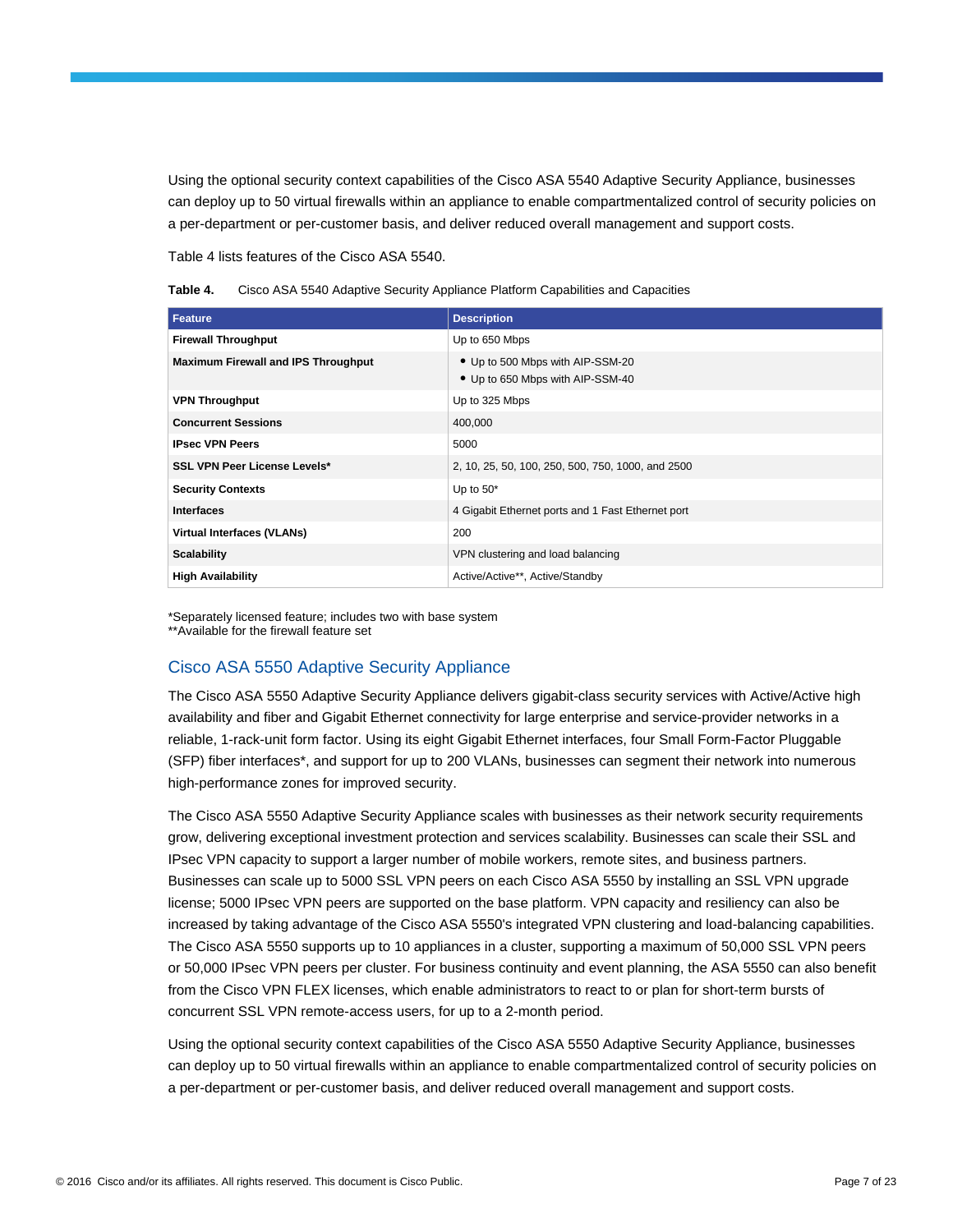Using the optional security context capabilities of the Cisco ASA 5540 Adaptive Security Appliance, businesses can deploy up to 50 virtual firewalls within an appliance to enable compartmentalized control of security policies on a per-department or per-customer basis, and deliver reduced overall management and support costs.

Table 4 lists features of the Cisco ASA 5540.

**Table 4.** Cisco ASA 5540 Adaptive Security Appliance Platform Capabilities and Capacities

| Feature | Description |
|---|---|
| **Firewall Throughput** | Up to 650 Mbps |
| **Maximum Firewall and IPS Throughput** | • Up to 500 Mbps with AIP-SSM-20<br>• Up to 650 Mbps with AIP-SSM-40 |
| **VPN Throughput** | Up to 325 Mbps |
| **Concurrent Sessions** | 400,000 |
| **IPsec VPN Peers** | 5000 |
| **SSL VPN Peer License Levels*** | 2, 10, 25, 50, 100, 250, 500, 750, 1000, and 2500 |
| **Security Contexts** | Up to 50* |
| **Interfaces** | 4 Gigabit Ethernet ports and 1 Fast Ethernet port |
| **Virtual Interfaces (VLANs)** | 200 |
| **Scalability** | VPN clustering and load balancing |
| **High Availability** | Active/Active**, Active/Standby |

*Separately licensed feature; includes two with base system
**Available for the firewall feature set

## Cisco ASA 5550 Adaptive Security Appliance

The Cisco ASA 5550 Adaptive Security Appliance delivers gigabit-class security services with Active/Active high availability and fiber and Gigabit Ethernet connectivity for large enterprise and service-provider networks in a reliable, 1-rack-unit form factor. Using its eight Gigabit Ethernet interfaces, four Small Form-Factor Pluggable (SFP) fiber interfaces*, and support for up to 200 VLANs, businesses can segment their network into numerous high-performance zones for improved security.

The Cisco ASA 5550 Adaptive Security Appliance scales with businesses as their network security requirements grow, delivering exceptional investment protection and services scalability. Businesses can scale their SSL and IPsec VPN capacity to support a larger number of mobile workers, remote sites, and business partners. Businesses can scale up to 5000 SSL VPN peers on each Cisco ASA 5550 by installing an SSL VPN upgrade license; 5000 IPsec VPN peers are supported on the base platform. VPN capacity and resiliency can also be increased by taking advantage of the Cisco ASA 5550's integrated VPN clustering and load-balancing capabilities. The Cisco ASA 5550 supports up to 10 appliances in a cluster, supporting a maximum of 50,000 SSL VPN peers or 50,000 IPsec VPN peers per cluster. For business continuity and event planning, the ASA 5550 can also benefit from the Cisco VPN FLEX licenses, which enable administrators to react to or plan for short-term bursts of concurrent SSL VPN remote-access users, for up to a 2-month period.

Using the optional security context capabilities of the Cisco ASA 5550 Adaptive Security Appliance, businesses can deploy up to 50 virtual firewalls within an appliance to enable compartmentalized control of security policies on a per-department or per-customer basis, and deliver reduced overall management and support costs.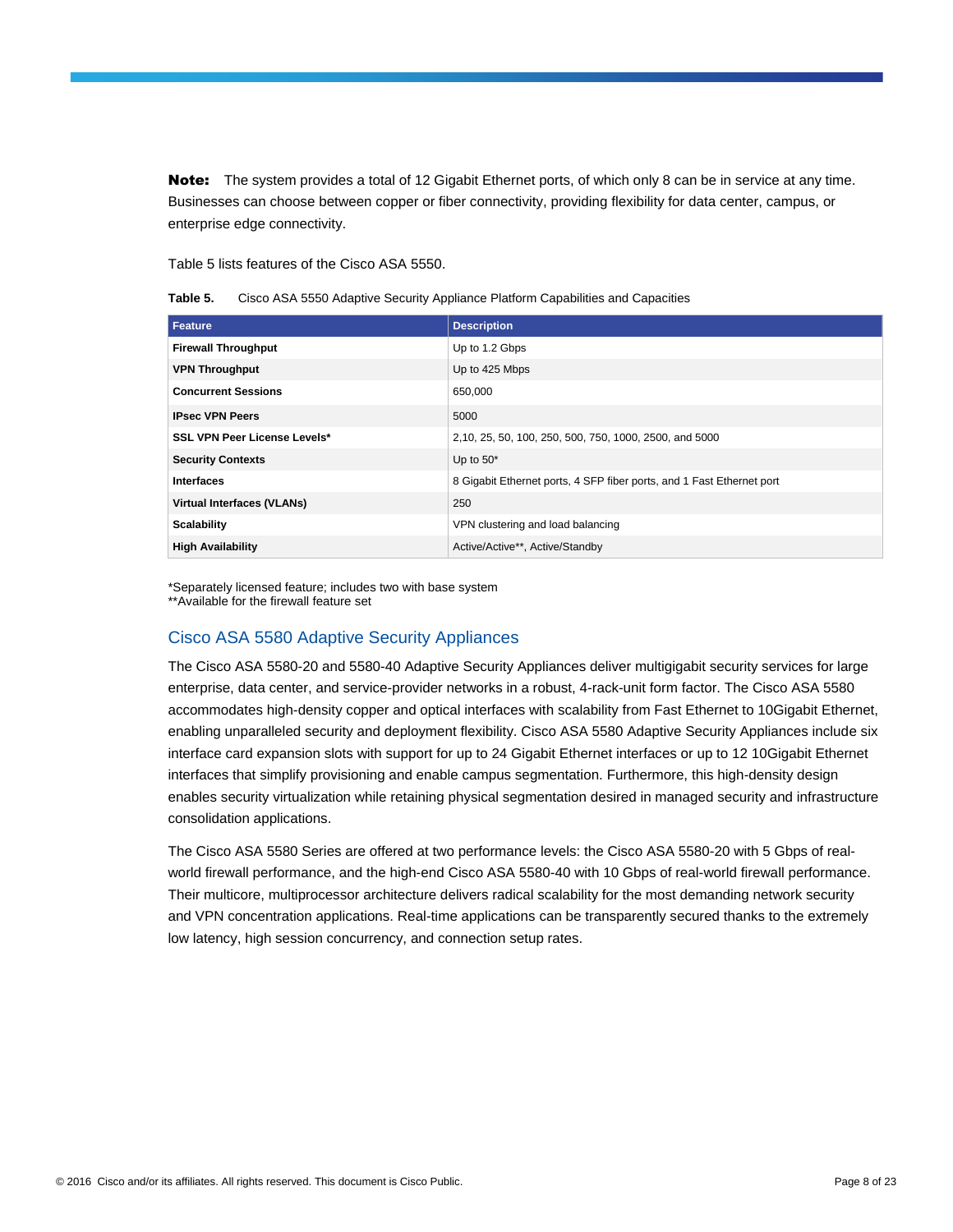**Note:** The system provides a total of 12 Gigabit Ethernet ports, of which only 8 can be in service at any time. Businesses can choose between copper or fiber connectivity, providing flexibility for data center, campus, or enterprise edge connectivity.

Table 5 lists features of the Cisco ASA 5550.

**Table 5.** Cisco ASA 5550 Adaptive Security Appliance Platform Capabilities and Capacities

| Feature | Description |
|---|---|
| **Firewall Throughput** | Up to 1.2 Gbps |
| **VPN Throughput** | Up to 425 Mbps |
| **Concurrent Sessions** | 650,000 |
| **IPsec VPN Peers** | 5000 |
| **SSL VPN Peer License Levels*** | 2,10, 25, 50, 100, 250, 500, 750, 1000, 2500, and 5000 |
| **Security Contexts** | Up to 50* |
| **Interfaces** | 8 Gigabit Ethernet ports, 4 SFP fiber ports, and 1 Fast Ethernet port |
| **Virtual Interfaces (VLANs)** | 250 |
| **Scalability** | VPN clustering and load balancing |
| **High Availability** | Active/Active**, Active/Standby |

*Separately licensed feature; includes two with base system
**Available for the firewall feature set

## Cisco ASA 5580 Adaptive Security Appliances

The Cisco ASA 5580-20 and 5580-40 Adaptive Security Appliances deliver multigigabit security services for large enterprise, data center, and service-provider networks in a robust, 4-rack-unit form factor. The Cisco ASA 5580 accommodates high-density copper and optical interfaces with scalability from Fast Ethernet to 10Gigabit Ethernet, enabling unparalleled security and deployment flexibility. Cisco ASA 5580 Adaptive Security Appliances include six interface card expansion slots with support for up to 24 Gigabit Ethernet interfaces or up to 12 10Gigabit Ethernet interfaces that simplify provisioning and enable campus segmentation. Furthermore, this high-density design enables security virtualization while retaining physical segmentation desired in managed security and infrastructure consolidation applications.

The Cisco ASA 5580 Series are offered at two performance levels: the Cisco ASA 5580-20 with 5 Gbps of real-world firewall performance, and the high-end Cisco ASA 5580-40 with 10 Gbps of real-world firewall performance. Their multicore, multiprocessor architecture delivers radical scalability for the most demanding network security and VPN concentration applications. Real-time applications can be transparently secured thanks to the extremely low latency, high session concurrency, and connection setup rates.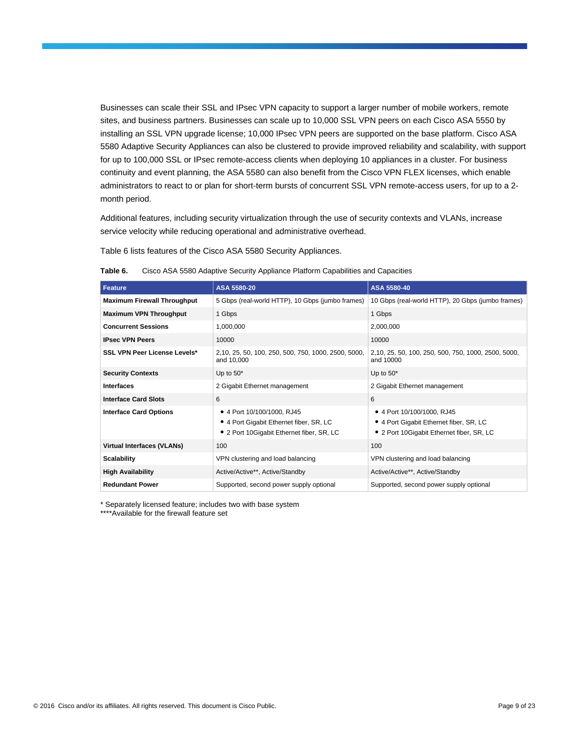Businesses can scale their SSL and IPsec VPN capacity to support a larger number of mobile workers, remote sites, and business partners. Businesses can scale up to 10,000 SSL VPN peers on each Cisco ASA 5550 by installing an SSL VPN upgrade license; 10,000 IPsec VPN peers are supported on the base platform. Cisco ASA 5580 Adaptive Security Appliances can also be clustered to provide improved reliability and scalability, with support for up to 100,000 SSL or IPsec remote-access clients when deploying 10 appliances in a cluster. For business continuity and event planning, the ASA 5580 can also benefit from the Cisco VPN FLEX licenses, which enable administrators to react to or plan for short-term bursts of concurrent SSL VPN remote-access users, for up to a 2-month period.

Additional features, including security virtualization through the use of security contexts and VLANs, increase service velocity while reducing operational and administrative overhead.

Table 6 lists features of the Cisco ASA 5580 Security Appliances.

**Table 6.** Cisco ASA 5580 Adaptive Security Appliance Platform Capabilities and Capacities

| Feature | ASA 5580-20 | ASA 5580-40 |
|---|---|---|
| **Maximum Firewall Throughput** | 5 Gbps (real-world HTTP), 10 Gbps (jumbo frames) | 10 Gbps (real-world HTTP), 20 Gbps (jumbo frames) |
| **Maximum VPN Throughput** | 1 Gbps | 1 Gbps |
| **Concurrent Sessions** | 1,000,000 | 2,000,000 |
| **IPsec VPN Peers** | 10000 | 10000 |
| **SSL VPN Peer License Levels*** | 2,10, 25, 50, 100, 250, 500, 750, 1000, 2500, 5000, and 10,000 | 2,10, 25, 50, 100, 250, 500, 750, 1000, 2500, 5000, and 10000 |
| **Security Contexts** | Up to 50* | Up to 50* |
| **Interfaces** | 2 Gigabit Ethernet management | 2 Gigabit Ethernet management |
| **Interface Card Slots** | 6 | 6 |
| **Interface Card Options** | • 4 Port 10/100/1000, RJ45<br>• 4 Port Gigabit Ethernet fiber, SR, LC<br>• 2 Port 10Gigabit Ethernet fiber, SR, LC | • 4 Port 10/100/1000, RJ45<br>• 4 Port Gigabit Ethernet fiber, SR, LC<br>• 2 Port 10Gigabit Ethernet fiber, SR, LC |
| **Virtual Interfaces (VLANs)** | 100 | 100 |
| **Scalability** | VPN clustering and load balancing | VPN clustering and load balancing |
| **High Availability** | Active/Active**, Active/Standby | Active/Active**, Active/Standby |
| **Redundant Power** | Supported, second power supply optional | Supported, second power supply optional |

* Separately licensed feature; includes two with base system
****Available for the firewall feature set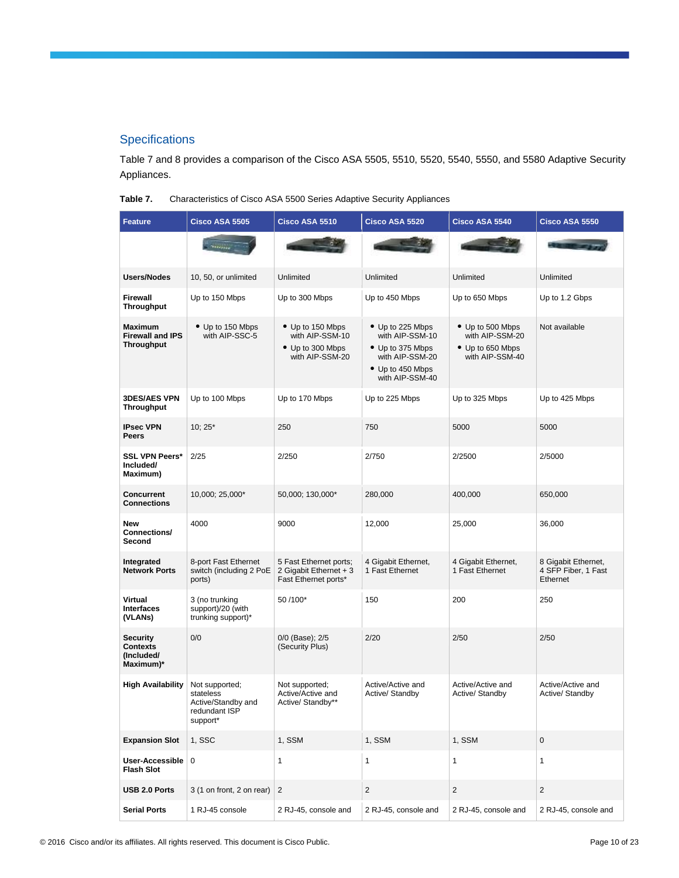## Specifications

Table 7 and 8 provides a comparison of the Cisco ASA 5505, 5510, 5520, 5540, 5550, and 5580 Adaptive Security Appliances.

**Table 7.** Characteristics of Cisco ASA 5500 Series Adaptive Security Appliances

| Feature | Cisco ASA 5505 | Cisco ASA 5510 | Cisco ASA 5520 | Cisco ASA 5540 | Cisco ASA 5550 |
|---|---|---|---|---|---|
| | | | | | |
| **Users/Nodes** | 10, 50, or unlimited | Unlimited | Unlimited | Unlimited | Unlimited |
| **Firewall Throughput** | Up to 150 Mbps | Up to 300 Mbps | Up to 450 Mbps | Up to 650 Mbps | Up to 1.2 Gbps |
| **Maximum Firewall and IPS Throughput** | • Up to 150 Mbps with AIP-SSC-5 | • Up to 150 Mbps with AIP-SSM-10<br>• Up to 300 Mbps with AIP-SSM-20 | • Up to 225 Mbps with AIP-SSM-10<br>• Up to 375 Mbps with AIP-SSM-20<br>• Up to 450 Mbps with AIP-SSM-40 | • Up to 500 Mbps with AIP-SSM-20<br>• Up to 650 Mbps with AIP-SSM-40 | Not available |
| **3DES/AES VPN Throughput** | Up to 100 Mbps | Up to 170 Mbps | Up to 225 Mbps | Up to 325 Mbps | Up to 425 Mbps |
| **IPsec VPN Peers** | 10; 25* | 250 | 750 | 5000 | 5000 |
| **SSL VPN Peers* Included/ Maximum)** | 2/25 | 2/250 | 2/750 | 2/2500 | 2/5000 |
| **Concurrent Connections** | 10,000; 25,000* | 50,000; 130,000* | 280,000 | 400,000 | 650,000 |
| **New Connections/ Second** | 4000 | 9000 | 12,000 | 25,000 | 36,000 |
| **Integrated Network Ports** | 8-port Fast Ethernet switch (including 2 PoE ports) | 5 Fast Ethernet ports; 2 Gigabit Ethernet + 3 Fast Ethernet ports* | 4 Gigabit Ethernet, 1 Fast Ethernet | 4 Gigabit Ethernet, 1 Fast Ethernet | 8 Gigabit Ethernet, 4 SFP Fiber, 1 Fast Ethernet |
| **Virtual Interfaces (VLANs)** | 3 (no trunking support)/20 (with trunking support)* | 50 /100* | 150 | 200 | 250 |
| **Security Contexts (Included/ Maximum)*** | 0/0 | 0/0 (Base); 2/5 (Security Plus) | 2/20 | 2/50 | 2/50 |
| **High Availability** | Not supported; stateless Active/Standby and redundant ISP support* | Not supported; Active/Active and Active/ Standby** | Active/Active and Active/ Standby | Active/Active and Active/ Standby | Active/Active and Active/ Standby |
| **Expansion Slot** | 1, SSC | 1, SSM | 1, SSM | 1, SSM | 0 |
| **User-Accessible Flash Slot** | 0 | 1 | 1 | 1 | 1 |
| **USB 2.0 Ports** | 3 (1 on front, 2 on rear) | 2 | 2 | 2 | 2 |
| **Serial Ports** | 1 RJ-45 console | 2 RJ-45, console and | 2 RJ-45, console and | 2 RJ-45, console and | 2 RJ-45, console and |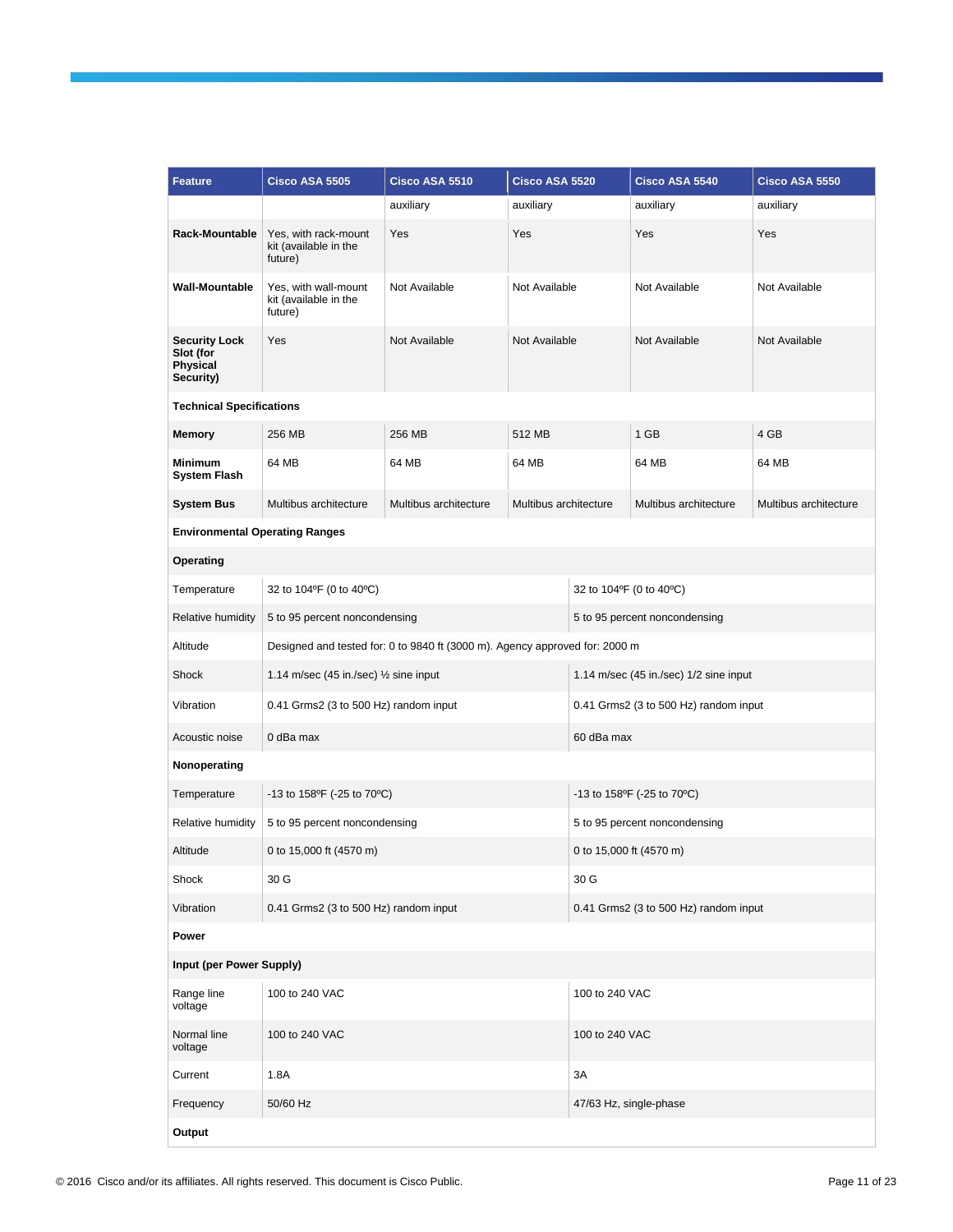| Feature | Cisco ASA 5505 | Cisco ASA 5510 | Cisco ASA 5520 | Cisco ASA 5540 | Cisco ASA 5550 |
|---|---|---|---|---|---|
| | | auxiliary | auxiliary | auxiliary | auxiliary |
| **Rack-Mountable** | Yes, with rack-mount kit (available in the future) | Yes | Yes | Yes | Yes |
| **Wall-Mountable** | Yes, with wall-mount kit (available in the future) | Not Available | Not Available | Not Available | Not Available |
| **Security Lock Slot (for Physical Security)** | Yes | Not Available | Not Available | Not Available | Not Available |
| **Technical Specifications** | | | | | |
| **Memory** | 256 MB | 256 MB | 512 MB | 1 GB | 4 GB |
| **Minimum System Flash** | 64 MB | 64 MB | 64 MB | 64 MB | 64 MB |
| **System Bus** | Multibus architecture | Multibus architecture | Multibus architecture | Multibus architecture | Multibus architecture |
| **Environmental Operating Ranges** | | | | | |
| **Operating** | | | | | |
| Temperature | 32 to 104ºF (0 to 40ºC) | | 32 to 104ºF (0 to 40ºC) | | |
| Relative humidity | 5 to 95 percent noncondensing | | 5 to 95 percent noncondensing | | |
| Altitude | Designed and tested for: 0 to 9840 ft (3000 m). Agency approved for: 2000 m | | | | |
| Shock | 1.14 m/sec (45 in./sec) ½ sine input | | 1.14 m/sec (45 in./sec) 1/2 sine input | | |
| Vibration | 0.41 Grms2 (3 to 500 Hz) random input | | 0.41 Grms2 (3 to 500 Hz) random input | | |
| Acoustic noise | 0 dBa max | | 60 dBa max | | |
| **Nonoperating** | | | | | |
| Temperature | -13 to 158ºF (-25 to 70ºC) | | -13 to 158ºF (-25 to 70ºC) | | |
| Relative humidity | 5 to 95 percent noncondensing | | 5 to 95 percent noncondensing | | |
| Altitude | 0 to 15,000 ft (4570 m) | | 0 to 15,000 ft (4570 m) | | |
| Shock | 30 G | | 30 G | | |
| Vibration | 0.41 Grms2 (3 to 500 Hz) random input | | 0.41 Grms2 (3 to 500 Hz) random input | | |
| **Power** | | | | | |
| **Input (per Power Supply)** | | | | | |
| Range line voltage | 100 to 240 VAC | | 100 to 240 VAC | | |
| Normal line voltage | 100 to 240 VAC | | 100 to 240 VAC | | |
| Current | 1.8A | | 3A | | |
| Frequency | 50/60 Hz | | 47/63 Hz, single-phase | | |
| **Output** | | | | | |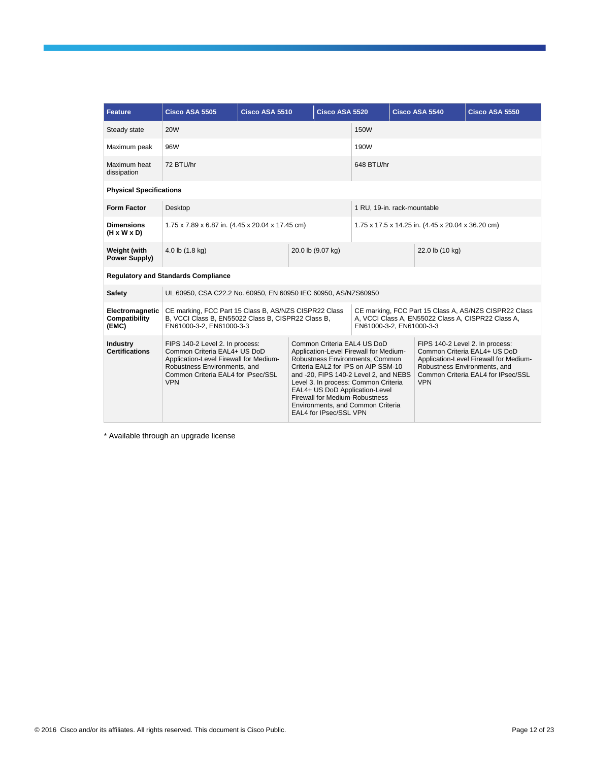| Feature | Cisco ASA 5505 | Cisco ASA 5510 | Cisco ASA 5520 | Cisco ASA 5540 | Cisco ASA 5550 |
|---|---|---|---|---|---|
| Steady state | 20W | | 150W | | |
| Maximum peak | 96W | | 190W | | |
| Maximum heat dissipation | 72 BTU/hr | | 648 BTU/hr | | |
| **Physical Specifications** | | | | | |
| **Form Factor** | Desktop | | 1 RU, 19-in. rack-mountable | | |
| **Dimensions (H x W x D)** | 1.75 x 7.89 x 6.87 in. (4.45 x 20.04 x 17.45 cm) | | 1.75 x 17.5 x 14.25 in. (4.45 x 20.04 x 36.20 cm) | | |
| **Weight (with Power Supply)** | 4.0 lb (1.8 kg) | 20.0 lb (9.07 kg) | | 22.0 lb (10 kg) | |
| **Regulatory and Standards Compliance** | | | | | |
| **Safety** | UL 60950, CSA C22.2 No. 60950, EN 60950 IEC 60950, AS/NZS60950 | | | | |
| **Electromagnetic Compatibility (EMC)** | CE marking, FCC Part 15 Class B, AS/NZS CISPR22 Class B, VCCI Class B, EN55022 Class B, CISPR22 Class B, EN61000-3-2, EN61000-3-3 | | CE marking, FCC Part 15 Class A, AS/NZS CISPR22 Class A, VCCI Class A, EN55022 Class A, CISPR22 Class A, EN61000-3-2, EN61000-3-3 | | |
| **Industry Certifications** | FIPS 140-2 Level 2. In process: Common Criteria EAL4+ US DoD Application-Level Firewall for Medium-Robustness Environments, and Common Criteria EAL4 for IPsec/SSL VPN | Common Criteria EAL4 US DoD Application-Level Firewall for Medium-Robustness Environments, Common Criteria EAL2 for IPS on AIP SSM-10 and -20, FIPS 140-2 Level 2, and NEBS Level 3. In process: Common Criteria EAL4+ US DoD Application-Level Firewall for Medium-Robustness Environments, and Common Criteria EAL4 for IPsec/SSL VPN | | FIPS 140-2 Level 2. In process: Common Criteria EAL4+ US DoD Application-Level Firewall for Medium-Robustness Environments, and Common Criteria EAL4 for IPsec/SSL VPN | |

* Available through an upgrade license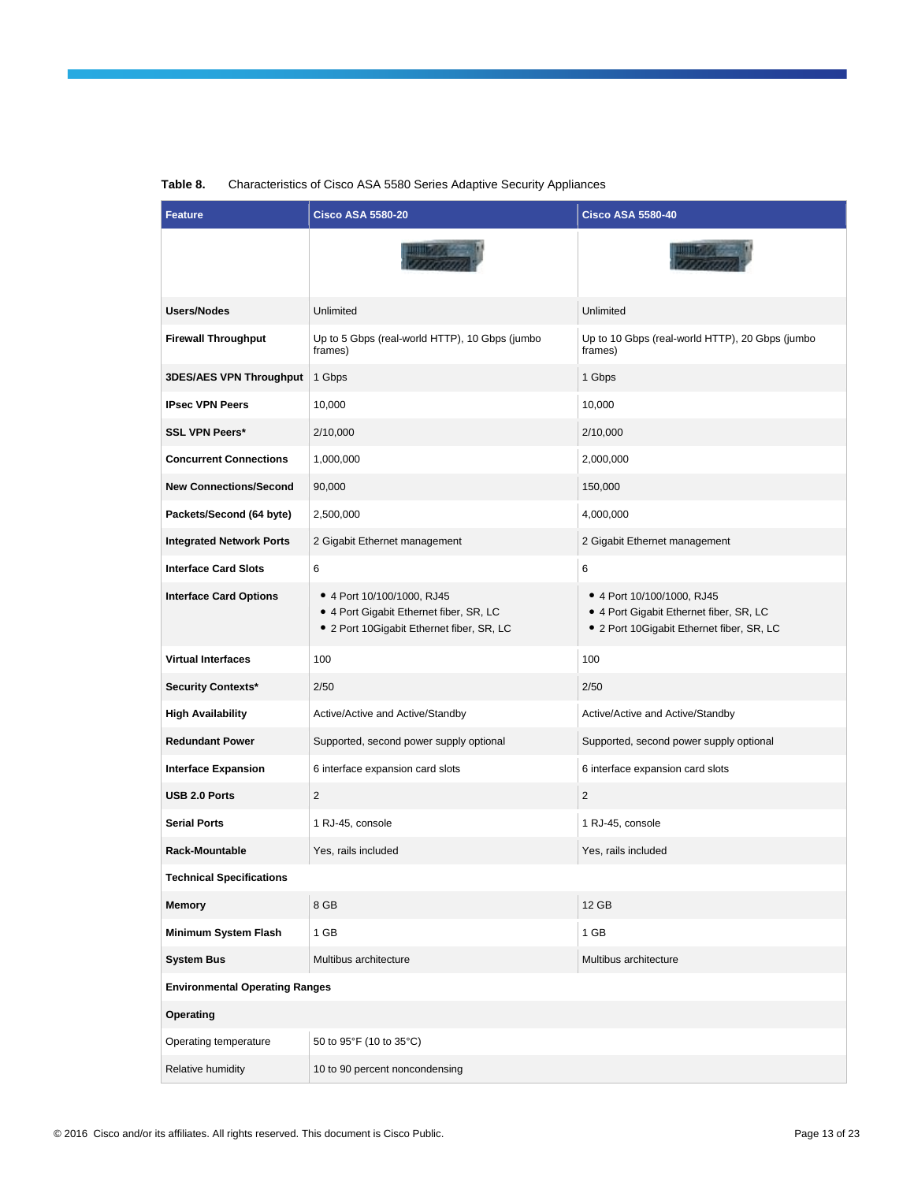**Table 8.** Characteristics of Cisco ASA 5580 Series Adaptive Security Appliances

| Feature | Cisco ASA 5580-20 | Cisco ASA 5580-40 |
|---|---|---|
| | | |
| **Users/Nodes** | Unlimited | Unlimited |
| **Firewall Throughput** | Up to 5 Gbps (real-world HTTP), 10 Gbps (jumbo frames) | Up to 10 Gbps (real-world HTTP), 20 Gbps (jumbo frames) |
| **3DES/AES VPN Throughput** | 1 Gbps | 1 Gbps |
| **IPsec VPN Peers** | 10,000 | 10,000 |
| **SSL VPN Peers*** | 2/10,000 | 2/10,000 |
| **Concurrent Connections** | 1,000,000 | 2,000,000 |
| **New Connections/Second** | 90,000 | 150,000 |
| **Packets/Second (64 byte)** | 2,500,000 | 4,000,000 |
| **Integrated Network Ports** | 2 Gigabit Ethernet management | 2 Gigabit Ethernet management |
| **Interface Card Slots** | 6 | 6 |
| **Interface Card Options** | • 4 Port 10/100/1000, RJ45<br>• 4 Port Gigabit Ethernet fiber, SR, LC<br>• 2 Port 10Gigabit Ethernet fiber, SR, LC | • 4 Port 10/100/1000, RJ45<br>• 4 Port Gigabit Ethernet fiber, SR, LC<br>• 2 Port 10Gigabit Ethernet fiber, SR, LC |
| **Virtual Interfaces** | 100 | 100 |
| **Security Contexts*** | 2/50 | 2/50 |
| **High Availability** | Active/Active and Active/Standby | Active/Active and Active/Standby |
| **Redundant Power** | Supported, second power supply optional | Supported, second power supply optional |
| **Interface Expansion** | 6 interface expansion card slots | 6 interface expansion card slots |
| **USB 2.0 Ports** | 2 | 2 |
| **Serial Ports** | 1 RJ-45, console | 1 RJ-45, console |
| **Rack-Mountable** | Yes, rails included | Yes, rails included |
| **Technical Specifications** | | |
| **Memory** | 8 GB | 12 GB |
| **Minimum System Flash** | 1 GB | 1 GB |
| **System Bus** | Multibus architecture | Multibus architecture |
| **Environmental Operating Ranges** | | |
| **Operating** | | |
| Operating temperature | 50 to 95°F (10 to 35°C) | |
| Relative humidity | 10 to 90 percent noncondensing | |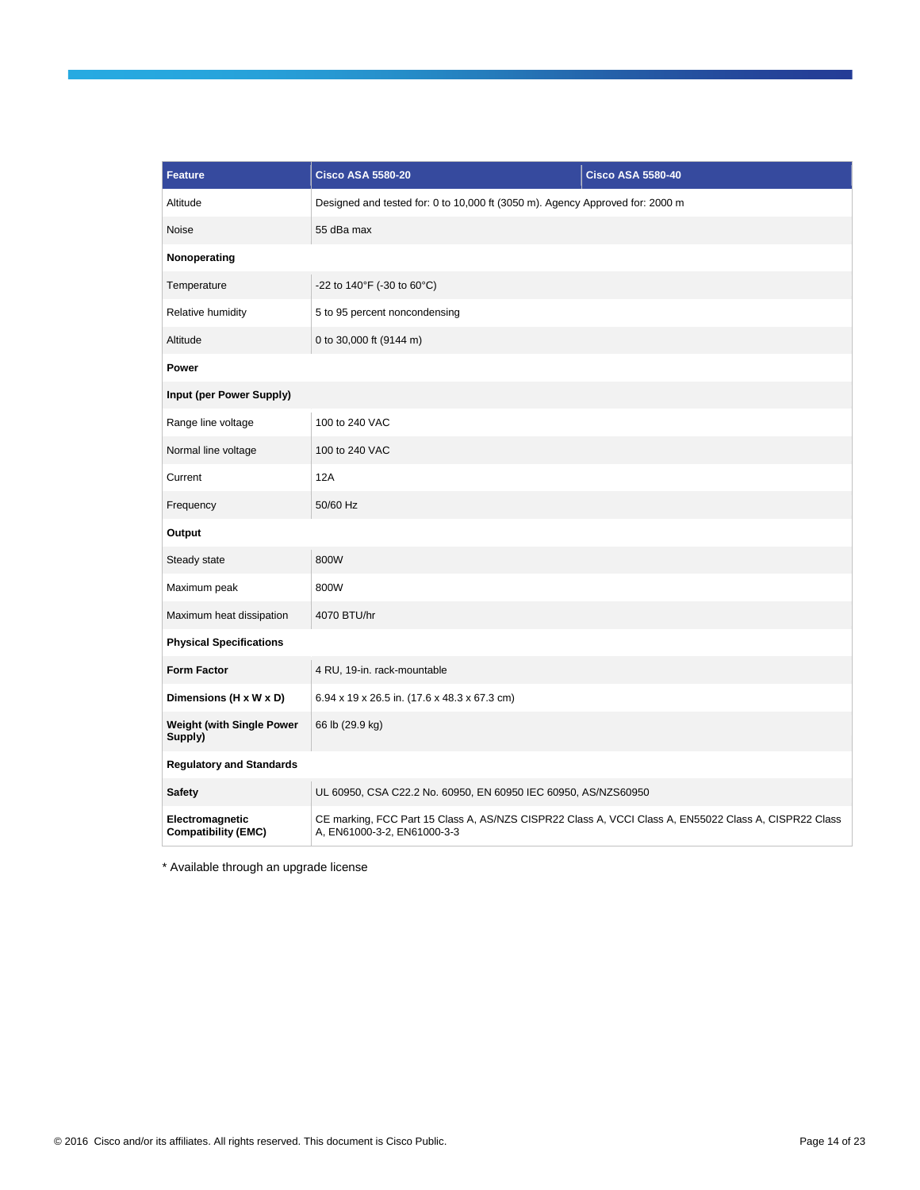| Feature | Cisco ASA 5580-20 | Cisco ASA 5580-40 |
| --- | --- | --- |
| Altitude | Designed and tested for: 0 to 10,000 ft (3050 m). Agency Approved for: 2000 m | |
| Noise | 55 dBa max | |
| **Nonoperating** | | |
| Temperature | -22 to 140°F (-30 to 60°C) | |
| Relative humidity | 5 to 95 percent noncondensing | |
| Altitude | 0 to 30,000 ft (9144 m) | |
| **Power** | | |
| **Input (per Power Supply)** | | |
| Range line voltage | 100 to 240 VAC | |
| Normal line voltage | 100 to 240 VAC | |
| Current | 12A | |
| Frequency | 50/60 Hz | |
| **Output** | | |
| Steady state | 800W | |
| Maximum peak | 800W | |
| Maximum heat dissipation | 4070 BTU/hr | |
| **Physical Specifications** | | |
| **Form Factor** | 4 RU, 19-in. rack-mountable | |
| **Dimensions (H x W x D)** | 6.94 x 19 x 26.5 in. (17.6 x 48.3 x 67.3 cm) | |
| **Weight (with Single Power Supply)** | 66 lb (29.9 kg) | |
| **Regulatory and Standards** | | |
| **Safety** | UL 60950, CSA C22.2 No. 60950, EN 60950 IEC 60950, AS/NZS60950 | |
| **Electromagnetic Compatibility (EMC)** | CE marking, FCC Part 15 Class A, AS/NZS CISPR22 Class A, VCCI Class A, EN55022 Class A, CISPR22 Class A, EN61000-3-2, EN61000-3-3 | |

* Available through an upgrade license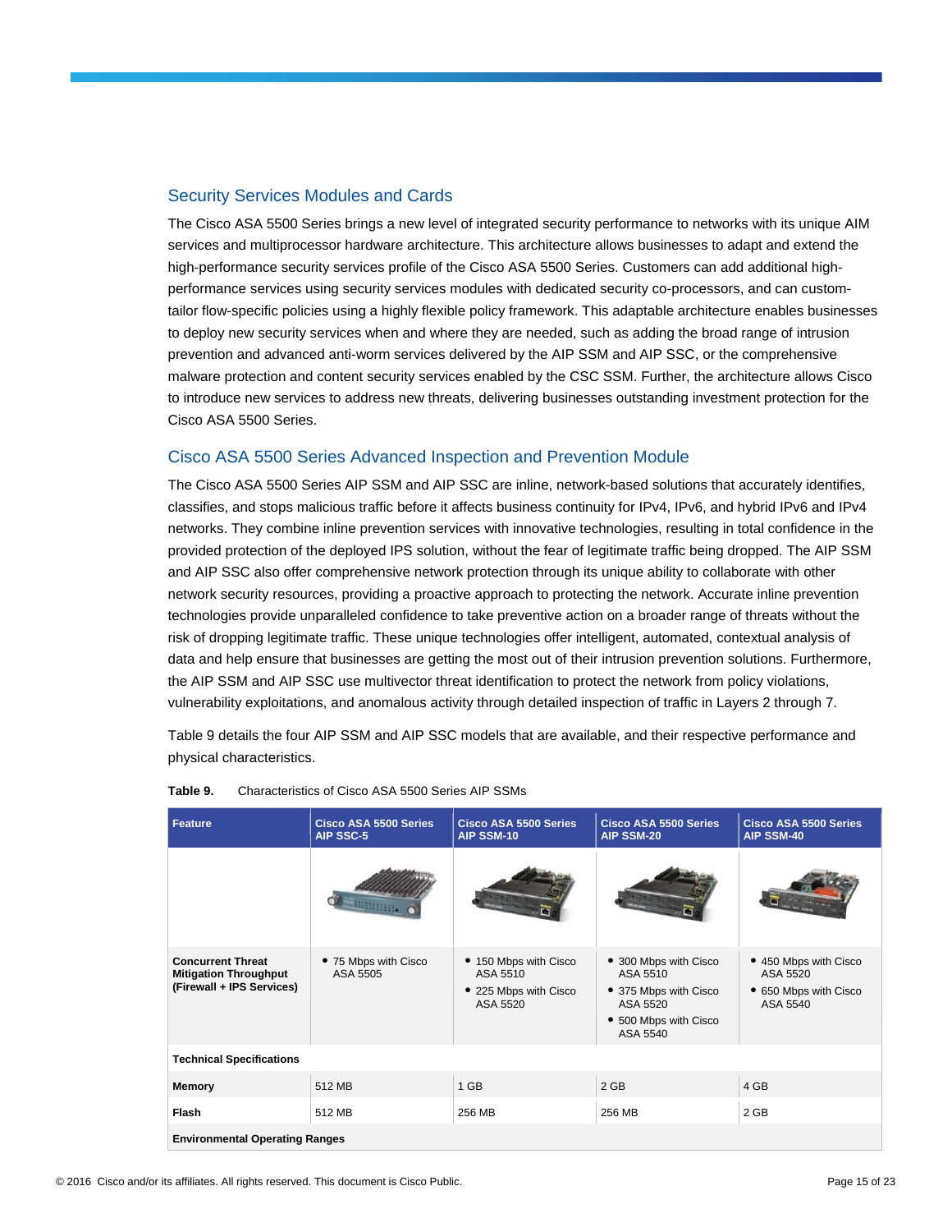## Security Services Modules and Cards

The Cisco ASA 5500 Series brings a new level of integrated security performance to networks with its unique AIM services and multiprocessor hardware architecture. This architecture allows businesses to adapt and extend the high-performance security services profile of the Cisco ASA 5500 Series. Customers can add additional high-performance services using security services modules with dedicated security co-processors, and can custom-tailor flow-specific policies using a highly flexible policy framework. This adaptable architecture enables businesses to deploy new security services when and where they are needed, such as adding the broad range of intrusion prevention and advanced anti-worm services delivered by the AIP SSM and AIP SSC, or the comprehensive malware protection and content security services enabled by the CSC SSM. Further, the architecture allows Cisco to introduce new services to address new threats, delivering businesses outstanding investment protection for the Cisco ASA 5500 Series.

## Cisco ASA 5500 Series Advanced Inspection and Prevention Module

The Cisco ASA 5500 Series AIP SSM and AIP SSC are inline, network-based solutions that accurately identifies, classifies, and stops malicious traffic before it affects business continuity for IPv4, IPv6, and hybrid IPv6 and IPv4 networks. They combine inline prevention services with innovative technologies, resulting in total confidence in the provided protection of the deployed IPS solution, without the fear of legitimate traffic being dropped. The AIP SSM and AIP SSC also offer comprehensive network protection through its unique ability to collaborate with other network security resources, providing a proactive approach to protecting the network. Accurate inline prevention technologies provide unparalleled confidence to take preventive action on a broader range of threats without the risk of dropping legitimate traffic. These unique technologies offer intelligent, automated, contextual analysis of data and help ensure that businesses are getting the most out of their intrusion prevention solutions. Furthermore, the AIP SSM and AIP SSC use multivector threat identification to protect the network from policy violations, vulnerability exploitations, and anomalous activity through detailed inspection of traffic in Layers 2 through 7.

Table 9 details the four AIP SSM and AIP SSC models that are available, and their respective performance and physical characteristics.

**Table 9.** Characteristics of Cisco ASA 5500 Series AIP SSMs

| Feature | Cisco ASA 5500 Series AIP SSC-5 | Cisco ASA 5500 Series AIP SSM-10 | Cisco ASA 5500 Series AIP SSM-20 | Cisco ASA 5500 Series AIP SSM-40 |
|---|---|---|---|---|
| | | | | |
| **Concurrent Threat Mitigation Throughput (Firewall + IPS Services)** | • 75 Mbps with Cisco ASA 5505 | • 150 Mbps with Cisco ASA 5510<br>• 225 Mbps with Cisco ASA 5520 | • 300 Mbps with Cisco ASA 5510<br>• 375 Mbps with Cisco ASA 5520<br>• 500 Mbps with Cisco ASA 5540 | • 450 Mbps with Cisco ASA 5520<br>• 650 Mbps with Cisco ASA 5540 |
| **Technical Specifications** | | | | |
| **Memory** | 512 MB | 1 GB | 2 GB | 4 GB |
| **Flash** | 512 MB | 256 MB | 256 MB | 2 GB |
| **Environmental Operating Ranges** | | | | |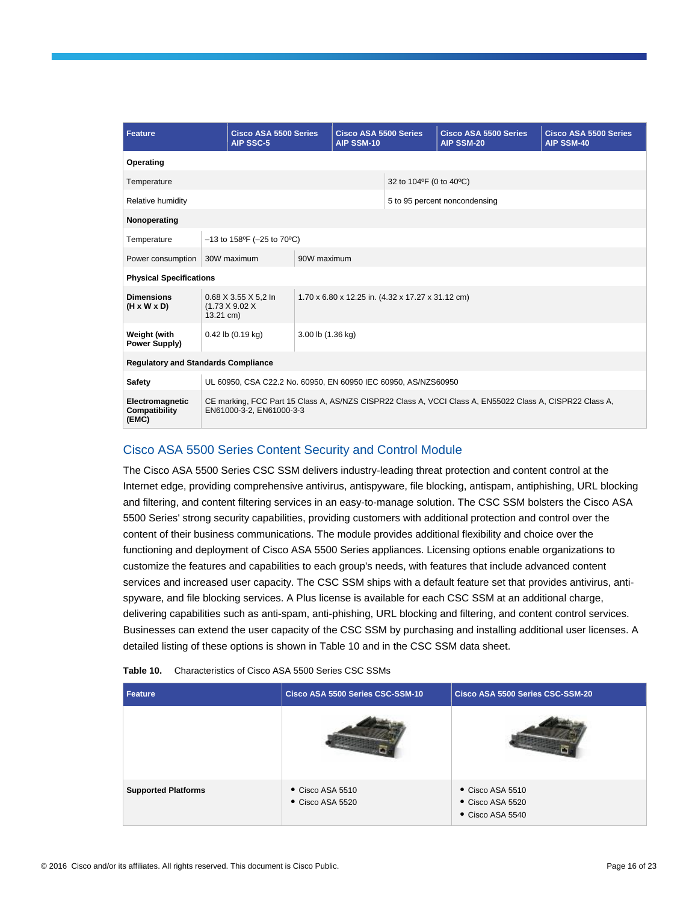| Feature | Cisco ASA 5500 Series AIP SSC-5 | Cisco ASA 5500 Series AIP SSM-10 | Cisco ASA 5500 Series AIP SSM-20 | Cisco ASA 5500 Series AIP SSM-40 |
|---|---|---|---|---|
| **Operating** | | | | |
| Temperature | | 32 to 104ºF (0 to 40ºC) | | |
| Relative humidity | | 5 to 95 percent noncondensing | | |
| **Nonoperating** | | | | |
| Temperature | –13 to 158ºF (–25 to 70ºC) | | | |
| Power consumption | 30W maximum | 90W maximum | | |
| **Physical Specifications** | | | | |
| **Dimensions (H x W x D)** | 0.68 X 3.55 X 5,2 In (1.73 X 9.02 X 13.21 cm) | 1.70 x 6.80 x 12.25 in. (4.32 x 17.27 x 31.12 cm) | | |
| **Weight (with Power Supply)** | 0.42 lb (0.19 kg) | 3.00 lb (1.36 kg) | | |
| **Regulatory and Standards Compliance** | | | | |
| **Safety** | UL 60950, CSA C22.2 No. 60950, EN 60950 IEC 60950, AS/NZS60950 | | | |
| **Electromagnetic Compatibility (EMC)** | CE marking, FCC Part 15 Class A, AS/NZS CISPR22 Class A, VCCI Class A, EN55022 Class A, CISPR22 Class A, EN61000-3-2, EN61000-3-3 | | | |

## Cisco ASA 5500 Series Content Security and Control Module

The Cisco ASA 5500 Series CSC SSM delivers industry-leading threat protection and content control at the Internet edge, providing comprehensive antivirus, antispyware, file blocking, antispam, antiphishing, URL blocking and filtering, and content filtering services in an easy-to-manage solution. The CSC SSM bolsters the Cisco ASA 5500 Series' strong security capabilities, providing customers with additional protection and control over the content of their business communications. The module provides additional flexibility and choice over the functioning and deployment of Cisco ASA 5500 Series appliances. Licensing options enable organizations to customize the features and capabilities to each group's needs, with features that include advanced content services and increased user capacity. The CSC SSM ships with a default feature set that provides antivirus, anti-spyware, and file blocking services. A Plus license is available for each CSC SSM at an additional charge, delivering capabilities such as anti-spam, anti-phishing, URL blocking and filtering, and content control services. Businesses can extend the user capacity of the CSC SSM by purchasing and installing additional user licenses. A detailed listing of these options is shown in Table 10 and in the CSC SSM data sheet.

**Table 10.** Characteristics of Cisco ASA 5500 Series CSC SSMs

| Feature | Cisco ASA 5500 Series CSC-SSM-10 | Cisco ASA 5500 Series CSC-SSM-20 |
|---|---|---|
| | | |
| **Supported Platforms** | • Cisco ASA 5510<br>• Cisco ASA 5520 | • Cisco ASA 5510<br>• Cisco ASA 5520<br>• Cisco ASA 5540 |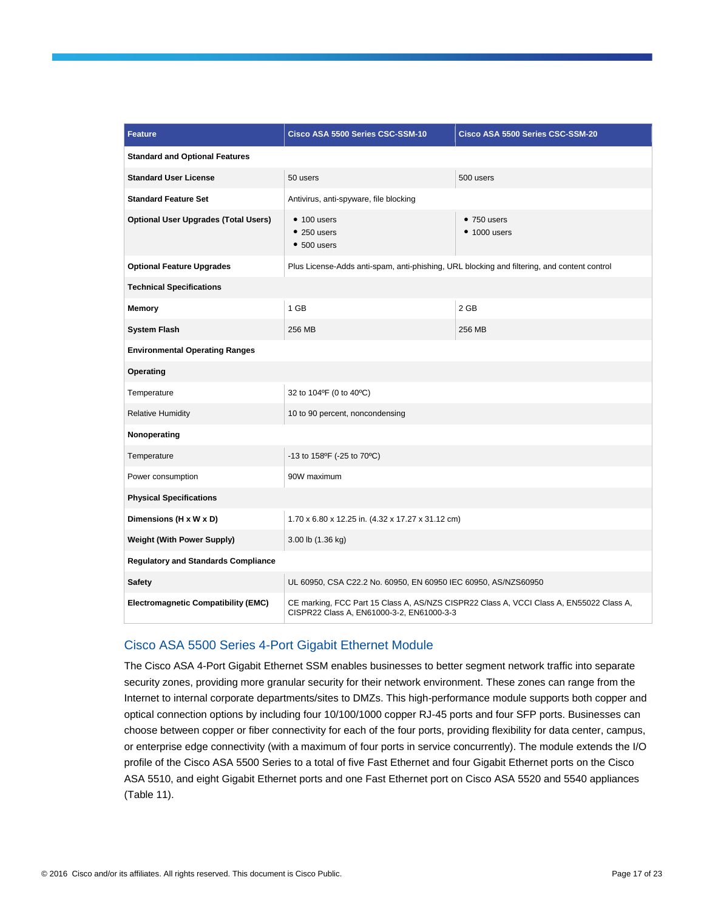| Feature | Cisco ASA 5500 Series CSC-SSM-10 | Cisco ASA 5500 Series CSC-SSM-20 |
| --- | --- | --- |
| **Standard and Optional Features** | | |
| **Standard User License** | 50 users | 500 users |
| **Standard Feature Set** | Antivirus, anti-spyware, file blocking | |
| **Optional User Upgrades (Total Users)** | • 100 users<br>• 250 users<br>• 500 users | • 750 users<br>• 1000 users |
| **Optional Feature Upgrades** | Plus License-Adds anti-spam, anti-phishing, URL blocking and filtering, and content control | |
| **Technical Specifications** | | |
| **Memory** | 1 GB | 2 GB |
| **System Flash** | 256 MB | 256 MB |
| **Environmental Operating Ranges** | | |
| **Operating** | | |
| Temperature | 32 to 104ºF (0 to 40ºC) | |
| Relative Humidity | 10 to 90 percent, noncondensing | |
| **Nonoperating** | | |
| Temperature | -13 to 158ºF (-25 to 70ºC) | |
| Power consumption | 90W maximum | |
| **Physical Specifications** | | |
| **Dimensions (H x W x D)** | 1.70 x 6.80 x 12.25 in. (4.32 x 17.27 x 31.12 cm) | |
| **Weight (With Power Supply)** | 3.00 lb (1.36 kg) | |
| **Regulatory and Standards Compliance** | | |
| **Safety** | UL 60950, CSA C22.2 No. 60950, EN 60950 IEC 60950, AS/NZS60950 | |
| **Electromagnetic Compatibility (EMC)** | CE marking, FCC Part 15 Class A, AS/NZS CISPR22 Class A, VCCI Class A, EN55022 Class A, CISPR22 Class A, EN61000-3-2, EN61000-3-3 | |

## Cisco ASA 5500 Series 4-Port Gigabit Ethernet Module

The Cisco ASA 4-Port Gigabit Ethernet SSM enables businesses to better segment network traffic into separate security zones, providing more granular security for their network environment. These zones can range from the Internet to internal corporate departments/sites to DMZs. This high-performance module supports both copper and optical connection options by including four 10/100/1000 copper RJ-45 ports and four SFP ports. Businesses can choose between copper or fiber connectivity for each of the four ports, providing flexibility for data center, campus, or enterprise edge connectivity (with a maximum of four ports in service concurrently). The module extends the I/O profile of the Cisco ASA 5500 Series to a total of five Fast Ethernet and four Gigabit Ethernet ports on the Cisco ASA 5510, and eight Gigabit Ethernet ports and one Fast Ethernet port on Cisco ASA 5520 and 5540 appliances (Table 11).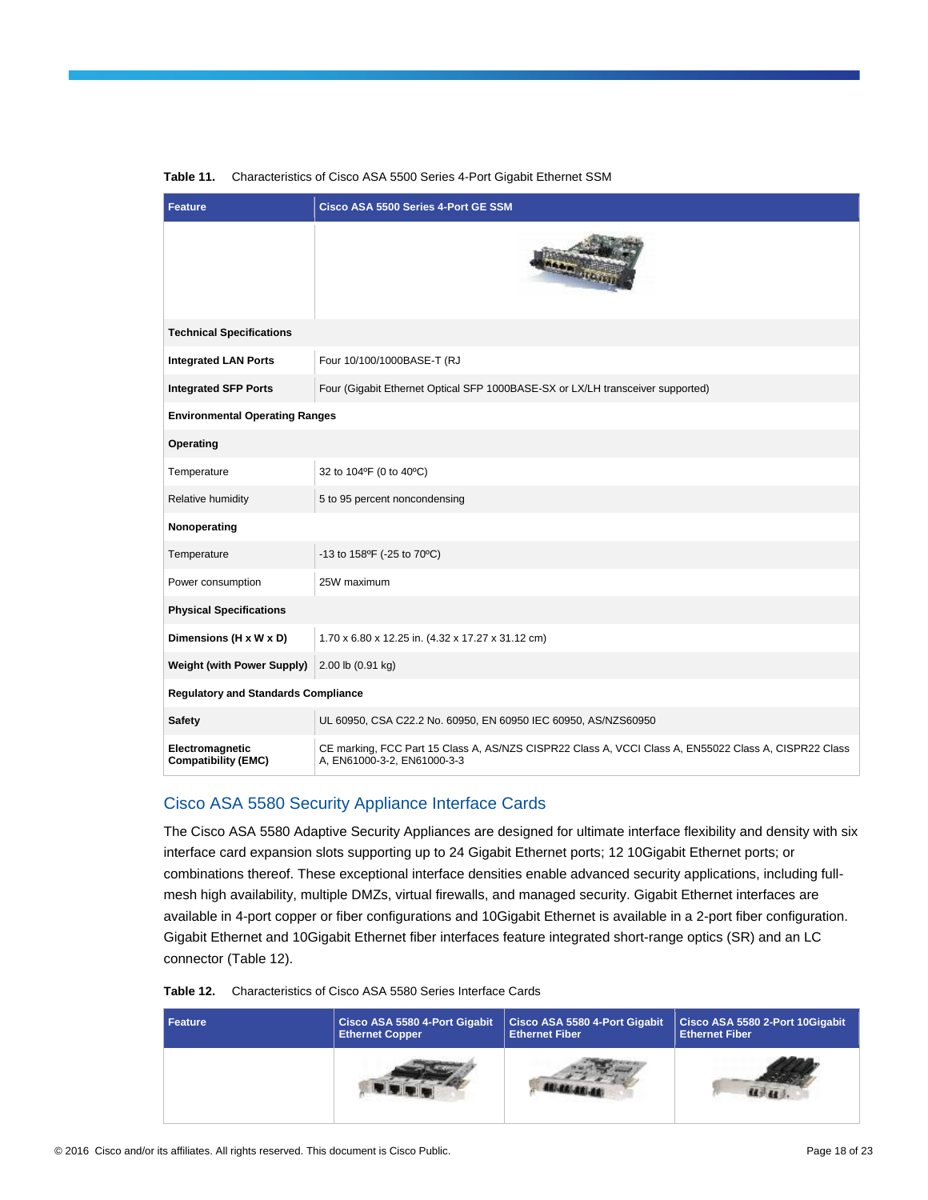**Table 11.** Characteristics of Cisco ASA 5500 Series 4-Port Gigabit Ethernet SSM

| Feature | Cisco ASA 5500 Series 4-Port GE SSM |
|---|---|
| | |
| **Technical Specifications** | |
| **Integrated LAN Ports** | Four 10/100/1000BASE-T (RJ |
| **Integrated SFP Ports** | Four (Gigabit Ethernet Optical SFP 1000BASE-SX or LX/LH transceiver supported) |
| **Environmental Operating Ranges** | |
| **Operating** | |
| Temperature | 32 to 104ºF (0 to 40ºC) |
| Relative humidity | 5 to 95 percent noncondensing |
| **Nonoperating** | |
| Temperature | -13 to 158ºF (-25 to 70ºC) |
| Power consumption | 25W maximum |
| **Physical Specifications** | |
| **Dimensions (H x W x D)** | 1.70 x 6.80 x 12.25 in. (4.32 x 17.27 x 31.12 cm) |
| **Weight (with Power Supply)** | 2.00 lb (0.91 kg) |
| **Regulatory and Standards Compliance** | |
| **Safety** | UL 60950, CSA C22.2 No. 60950, EN 60950 IEC 60950, AS/NZS60950 |
| **Electromagnetic Compatibility (EMC)** | CE marking, FCC Part 15 Class A, AS/NZS CISPR22 Class A, VCCI Class A, EN55022 Class A, CISPR22 Class A, EN61000-3-2, EN61000-3-3 |

## Cisco ASA 5580 Security Appliance Interface Cards

The Cisco ASA 5580 Adaptive Security Appliances are designed for ultimate interface flexibility and density with six interface card expansion slots supporting up to 24 Gigabit Ethernet ports; 12 10Gigabit Ethernet ports; or combinations thereof. These exceptional interface densities enable advanced security applications, including full-mesh high availability, multiple DMZs, virtual firewalls, and managed security. Gigabit Ethernet interfaces are available in 4-port copper or fiber configurations and 10Gigabit Ethernet is available in a 2-port fiber configuration. Gigabit Ethernet and 10Gigabit Ethernet fiber interfaces feature integrated short-range optics (SR) and an LC connector (Table 12).

**Table 12.** Characteristics of Cisco ASA 5580 Series Interface Cards

| Feature | Cisco ASA 5580 4-Port Gigabit Ethernet Copper | Cisco ASA 5580 4-Port Gigabit Ethernet Fiber | Cisco ASA 5580 2-Port 10Gigabit Ethernet Fiber |
|---|---|---|---|
| | | | |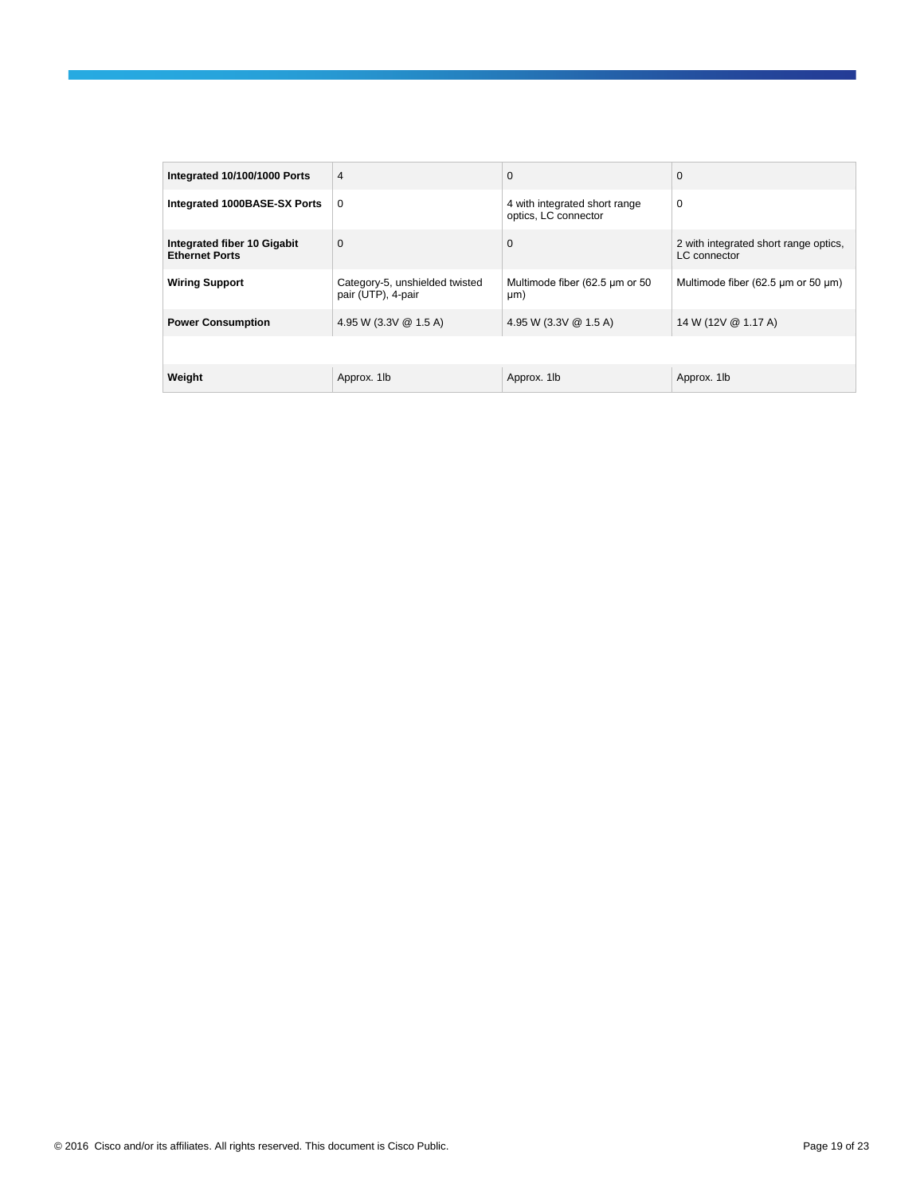| Integrated 10/100/1000 Ports | 4 | 0 | 0 |
|---|---|---|---|
| **Integrated 1000BASE-SX Ports** | 0 | 4 with integrated short range optics, LC connector | 0 |
| **Integrated fiber 10 Gigabit Ethernet Ports** | 0 | 0 | 2 with integrated short range optics, LC connector |
| **Wiring Support** | Category-5, unshielded twisted pair (UTP), 4-pair | Multimode fiber (62.5 µm or 50 µm) | Multimode fiber (62.5 µm or 50 µm) |
| **Power Consumption** | 4.95 W (3.3V @ 1.5 A) | 4.95 W (3.3V @ 1.5 A) | 14 W (12V @ 1.17 A) |
| | | | |
| **Weight** | Approx. 1lb | Approx. 1lb | Approx. 1lb |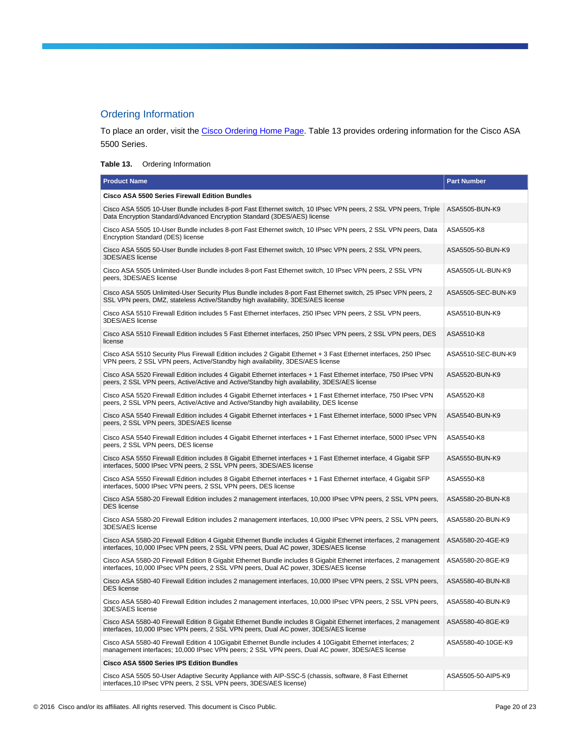## Ordering Information

To place an order, visit the Cisco Ordering Home Page. Table 13 provides ordering information for the Cisco ASA 5500 Series.

**Table 13.** Ordering Information

| Product Name | Part Number |
|---|---|
| **Cisco ASA 5500 Series Firewall Edition Bundles** | |
| Cisco ASA 5505 10-User Bundle includes 8-port Fast Ethernet switch, 10 IPsec VPN peers, 2 SSL VPN peers, Triple Data Encryption Standard/Advanced Encryption Standard (3DES/AES) license | ASA5505-BUN-K9 |
| Cisco ASA 5505 10-User Bundle includes 8-port Fast Ethernet switch, 10 IPsec VPN peers, 2 SSL VPN peers, Data Encryption Standard (DES) license | ASA5505-K8 |
| Cisco ASA 5505 50-User Bundle includes 8-port Fast Ethernet switch, 10 IPsec VPN peers, 2 SSL VPN peers, 3DES/AES license | ASA5505-50-BUN-K9 |
| Cisco ASA 5505 Unlimited-User Bundle includes 8-port Fast Ethernet switch, 10 IPsec VPN peers, 2 SSL VPN peers, 3DES/AES license | ASA5505-UL-BUN-K9 |
| Cisco ASA 5505 Unlimited-User Security Plus Bundle includes 8-port Fast Ethernet switch, 25 IPsec VPN peers, 2 SSL VPN peers, DMZ, stateless Active/Standby high availability, 3DES/AES license | ASA5505-SEC-BUN-K9 |
| Cisco ASA 5510 Firewall Edition includes 5 Fast Ethernet interfaces, 250 IPsec VPN peers, 2 SSL VPN peers, 3DES/AES license | ASA5510-BUN-K9 |
| Cisco ASA 5510 Firewall Edition includes 5 Fast Ethernet interfaces, 250 IPsec VPN peers, 2 SSL VPN peers, DES license | ASA5510-K8 |
| Cisco ASA 5510 Security Plus Firewall Edition includes 2 Gigabit Ethernet + 3 Fast Ethernet interfaces, 250 IPsec VPN peers, 2 SSL VPN peers, Active/Standby high availability, 3DES/AES license | ASA5510-SEC-BUN-K9 |
| Cisco ASA 5520 Firewall Edition includes 4 Gigabit Ethernet interfaces + 1 Fast Ethernet interface, 750 IPsec VPN peers, 2 SSL VPN peers, Active/Active and Active/Standby high availability, 3DES/AES license | ASA5520-BUN-K9 |
| Cisco ASA 5520 Firewall Edition includes 4 Gigabit Ethernet interfaces + 1 Fast Ethernet interface, 750 IPsec VPN peers, 2 SSL VPN peers, Active/Active and Active/Standby high availability, DES license | ASA5520-K8 |
| Cisco ASA 5540 Firewall Edition includes 4 Gigabit Ethernet interfaces + 1 Fast Ethernet interface, 5000 IPsec VPN peers, 2 SSL VPN peers, 3DES/AES license | ASA5540-BUN-K9 |
| Cisco ASA 5540 Firewall Edition includes 4 Gigabit Ethernet interfaces + 1 Fast Ethernet interface, 5000 IPsec VPN peers, 2 SSL VPN peers, DES license | ASA5540-K8 |
| Cisco ASA 5550 Firewall Edition includes 8 Gigabit Ethernet interfaces + 1 Fast Ethernet interface, 4 Gigabit SFP interfaces, 5000 IPsec VPN peers, 2 SSL VPN peers, 3DES/AES license | ASA5550-BUN-K9 |
| Cisco ASA 5550 Firewall Edition includes 8 Gigabit Ethernet interfaces + 1 Fast Ethernet interface, 4 Gigabit SFP interfaces, 5000 IPsec VPN peers, 2 SSL VPN peers, DES license | ASA5550-K8 |
| Cisco ASA 5580-20 Firewall Edition includes 2 management interfaces, 10,000 IPsec VPN peers, 2 SSL VPN peers, DES license | ASA5580-20-BUN-K8 |
| Cisco ASA 5580-20 Firewall Edition includes 2 management interfaces, 10,000 IPsec VPN peers, 2 SSL VPN peers, 3DES/AES license | ASA5580-20-BUN-K9 |
| Cisco ASA 5580-20 Firewall Edition 4 Gigabit Ethernet Bundle includes 4 Gigabit Ethernet interfaces, 2 management interfaces, 10,000 IPsec VPN peers, 2 SSL VPN peers, Dual AC power, 3DES/AES license | ASA5580-20-4GE-K9 |
| Cisco ASA 5580-20 Firewall Edition 8 Gigabit Ethernet Bundle includes 8 Gigabit Ethernet interfaces, 2 management interfaces, 10,000 IPsec VPN peers, 2 SSL VPN peers, Dual AC power, 3DES/AES license | ASA5580-20-8GE-K9 |
| Cisco ASA 5580-40 Firewall Edition includes 2 management interfaces, 10,000 IPsec VPN peers, 2 SSL VPN peers, DES license | ASA5580-40-BUN-K8 |
| Cisco ASA 5580-40 Firewall Edition includes 2 management interfaces, 10,000 IPsec VPN peers, 2 SSL VPN peers, 3DES/AES license | ASA5580-40-BUN-K9 |
| Cisco ASA 5580-40 Firewall Edition 8 Gigabit Ethernet Bundle includes 8 Gigabit Ethernet interfaces, 2 management interfaces, 10,000 IPsec VPN peers, 2 SSL VPN peers, Dual AC power, 3DES/AES license | ASA5580-40-8GE-K9 |
| Cisco ASA 5580-40 Firewall Edition 4 10Gigabit Ethernet Bundle includes 4 10Gigabit Ethernet interfaces; 2 management interfaces; 10,000 IPsec VPN peers; 2 SSL VPN peers, Dual AC power, 3DES/AES license | ASA5580-40-10GE-K9 |
| **Cisco ASA 5500 Series IPS Edition Bundles** | |
| Cisco ASA 5505 50-User Adaptive Security Appliance with AIP-SSC-5 (chassis, software, 8 Fast Ethernet interfaces,10 IPsec VPN peers, 2 SSL VPN peers, 3DES/AES license) | ASA5505-50-AIP5-K9 |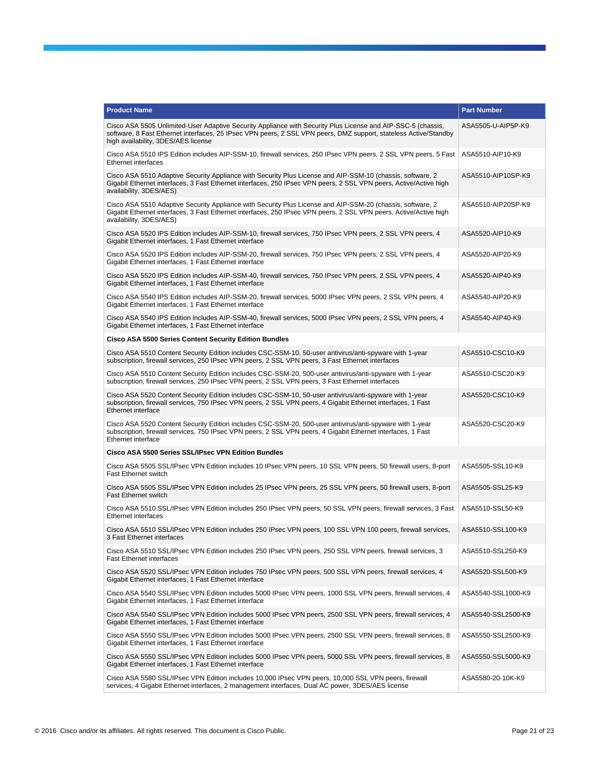| Product Name | Part Number |
|---|---|
| Cisco ASA 5505 Unlimited-User Adaptive Security Appliance with Security Plus License and AIP-SSC-5 (chassis, software, 8 Fast Ethernet interfaces, 25 IPsec VPN peers, 2 SSL VPN peers, DMZ support, stateless Active/Standby high availability, 3DES/AES license | ASA5505-U-AIP5P-K9 |
| Cisco ASA 5510 IPS Edition includes AIP-SSM-10, firewall services, 250 IPsec VPN peers, 2 SSL VPN peers, 5 Fast Ethernet interfaces | ASA5510-AIP10-K9 |
| Cisco ASA 5510 Adaptive Security Appliance with Security Plus License and AIP-SSM-10 (chassis, software, 2 Gigabit Ethernet interfaces, 3 Fast Ethernet interfaces, 250 IPsec VPN peers, 2 SSL VPN peers, Active/Active high availability, 3DES/AES) | ASA5510-AIP10SP-K9 |
| Cisco ASA 5510 Adaptive Security Appliance with Security Plus License and AIP-SSM-20 (chassis, software, 2 Gigabit Ethernet interfaces, 3 Fast Ethernet interfaces, 250 IPsec VPN peers, 2 SSL VPN peers, Active/Active high availability, 3DES/AES) | ASA5510-AIP20SP-K9 |
| Cisco ASA 5520 IPS Edition includes AIP-SSM-10, firewall services, 750 IPsec VPN peers, 2 SSL VPN peers, 4 Gigabit Ethernet interfaces, 1 Fast Ethernet interface | ASA5520-AIP10-K9 |
| Cisco ASA 5520 IPS Edition includes AIP-SSM-20, firewall services, 750 IPsec VPN peers, 2 SSL VPN peers, 4 Gigabit Ethernet interfaces, 1 Fast Ethernet interface | ASA5520-AIP20-K9 |
| Cisco ASA 5520 IPS Edition includes AIP-SSM-40, firewall services, 750 IPsec VPN peers, 2 SSL VPN peers, 4 Gigabit Ethernet interfaces, 1 Fast Ethernet interface | ASA5520-AIP40-K9 |
| Cisco ASA 5540 IPS Edition includes AIP-SSM-20, firewall services, 5000 IPsec VPN peers, 2 SSL VPN peers, 4 Gigabit Ethernet interfaces, 1 Fast Ethernet interface | ASA5540-AIP20-K9 |
| Cisco ASA 5540 IPS Edition includes AIP-SSM-40, firewall services, 5000 IPsec VPN peers, 2 SSL VPN peers, 4 Gigabit Ethernet interfaces, 1 Fast Ethernet interface | ASA5540-AIP40-K9 |
| **Cisco ASA 5500 Series Content Security Edition Bundles** | |
| Cisco ASA 5510 Content Security Edition includes CSC-SSM-10, 50-user antivirus/anti-spyware with 1-year subscription, firewall services, 250 IPsec VPN peers, 2 SSL VPN peers, 3 Fast Ethernet interfaces | ASA5510-CSC10-K9 |
| Cisco ASA 5510 Content Security Edition includes CSC-SSM-20, 500-user antivirus/anti-spyware with 1-year subscription, firewall services, 250 IPsec VPN peers, 2 SSL VPN peers, 3 Fast Ethernet interfaces | ASA5510-CSC20-K9 |
| Cisco ASA 5520 Content Security Edition includes CSC-SSM-10, 50-user antivirus/anti-spyware with 1-year subscription, firewall services, 750 IPsec VPN peers, 2 SSL VPN peers, 4 Gigabit Ethernet interfaces, 1 Fast Ethernet interface | ASA5520-CSC10-K9 |
| Cisco ASA 5520 Content Security Edition includes CSC-SSM-20, 500-user antivirus/anti-spyware with 1-year subscription, firewall services, 750 IPsec VPN peers, 2 SSL VPN peers, 4 Gigabit Ethernet interfaces, 1 Fast Ethernet interface | ASA5520-CSC20-K9 |
| **Cisco ASA 5500 Series SSL/IPsec VPN Edition Bundles** | |
| Cisco ASA 5505 SSL/IPsec VPN Edition includes 10 IPsec VPN peers, 10 SSL VPN peers, 50 firewall users, 8-port Fast Ethernet switch | ASA5505-SSL10-K9 |
| Cisco ASA 5505 SSL/IPsec VPN Edition includes 25 IPsec VPN peers, 25 SSL VPN peers, 50 firewall users, 8-port Fast Ethernet switch | ASA5505-SSL25-K9 |
| Cisco ASA 5510 SSL/IPsec VPN Edition includes 250 IPsec VPN peers, 50 SSL VPN peers, firewall services, 3 Fast Ethernet interfaces | ASA5510-SSL50-K9 |
| Cisco ASA 5510 SSL/IPsec VPN Edition includes 250 IPsec VPN peers, 100 SSL VPN 100 peers, firewall services, 3 Fast Ethernet interfaces | ASA5510-SSL100-K9 |
| Cisco ASA 5510 SSL/IPsec VPN Edition includes 250 IPsec VPN peers, 250 SSL VPN peers, firewall services, 3 Fast Ethernet interfaces | ASA5510-SSL250-K9 |
| Cisco ASA 5520 SSL/IPsec VPN Edition includes 750 IPsec VPN peers, 500 SSL VPN peers, firewall services, 4 Gigabit Ethernet interfaces, 1 Fast Ethernet interface | ASA5520-SSL500-K9 |
| Cisco ASA 5540 SSL/IPsec VPN Edition includes 5000 IPsec VPN peers, 1000 SSL VPN peers, firewall services, 4 Gigabit Ethernet interfaces, 1 Fast Ethernet interface | ASA5540-SSL1000-K9 |
| Cisco ASA 5540 SSL/IPsec VPN Edition includes 5000 IPsec VPN peers, 2500 SSL VPN peers, firewall services, 4 Gigabit Ethernet interfaces, 1 Fast Ethernet interface | ASA5540-SSL2500-K9 |
| Cisco ASA 5550 SSL/IPsec VPN Edition includes 5000 IPsec VPN peers, 2500 SSL VPN peers, firewall services, 8 Gigabit Ethernet interfaces, 1 Fast Ethernet interface | ASA5550-SSL2500-K9 |
| Cisco ASA 5550 SSL/IPsec VPN Edition includes 5000 IPsec VPN peers, 5000 SSL VPN peers, firewall services, 8 Gigabit Ethernet interfaces, 1 Fast Ethernet interface | ASA5550-SSL5000-K9 |
| Cisco ASA 5580 SSL/IPsec VPN Edition includes 10,000 IPsec VPN peers, 10,000 SSL VPN peers, firewall services, 4 Gigabit Ethernet interfaces, 2 management interfaces, Dual AC power, 3DES/AES license | ASA5580-20-10K-K9 |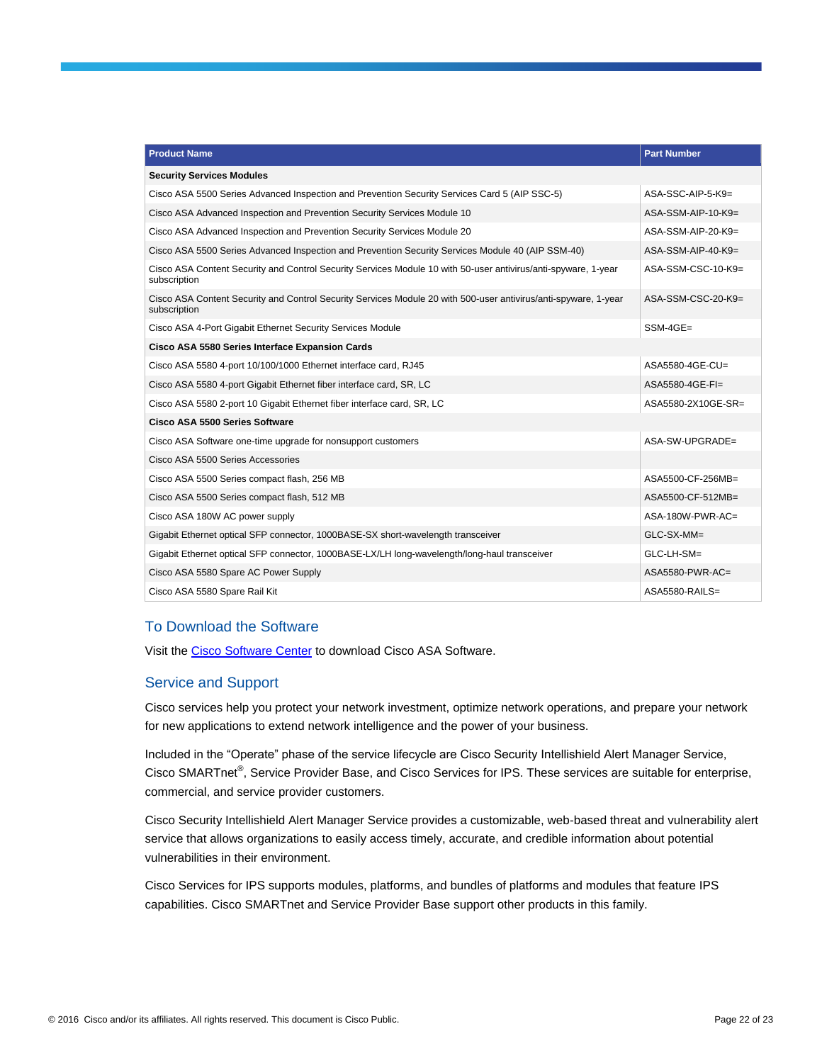| Product Name | Part Number |
|---|---|
| **Security Services Modules** | |
| Cisco ASA 5500 Series Advanced Inspection and Prevention Security Services Card 5 (AIP SSC-5) | ASA-SSC-AIP-5-K9= |
| Cisco ASA Advanced Inspection and Prevention Security Services Module 10 | ASA-SSM-AIP-10-K9= |
| Cisco ASA Advanced Inspection and Prevention Security Services Module 20 | ASA-SSM-AIP-20-K9= |
| Cisco ASA 5500 Series Advanced Inspection and Prevention Security Services Module 40 (AIP SSM-40) | ASA-SSM-AIP-40-K9= |
| Cisco ASA Content Security and Control Security Services Module 10 with 50-user antivirus/anti-spyware, 1-year subscription | ASA-SSM-CSC-10-K9= |
| Cisco ASA Content Security and Control Security Services Module 20 with 500-user antivirus/anti-spyware, 1-year subscription | ASA-SSM-CSC-20-K9= |
| Cisco ASA 4-Port Gigabit Ethernet Security Services Module | SSM-4GE= |
| **Cisco ASA 5580 Series Interface Expansion Cards** | |
| Cisco ASA 5580 4-port 10/100/1000 Ethernet interface card, RJ45 | ASA5580-4GE-CU= |
| Cisco ASA 5580 4-port Gigabit Ethernet fiber interface card, SR, LC | ASA5580-4GE-FI= |
| Cisco ASA 5580 2-port 10 Gigabit Ethernet fiber interface card, SR, LC | ASA5580-2X10GE-SR= |
| **Cisco ASA 5500 Series Software** | |
| Cisco ASA Software one-time upgrade for nonsupport customers | ASA-SW-UPGRADE= |
| Cisco ASA 5500 Series Accessories | |
| Cisco ASA 5500 Series compact flash, 256 MB | ASA5500-CF-256MB= |
| Cisco ASA 5500 Series compact flash, 512 MB | ASA5500-CF-512MB= |
| Cisco ASA 180W AC power supply | ASA-180W-PWR-AC= |
| Gigabit Ethernet optical SFP connector, 1000BASE-SX short-wavelength transceiver | GLC-SX-MM= |
| Gigabit Ethernet optical SFP connector, 1000BASE-LX/LH long-wavelength/long-haul transceiver | GLC-LH-SM= |
| Cisco ASA 5580 Spare AC Power Supply | ASA5580-PWR-AC= |
| Cisco ASA 5580 Spare Rail Kit | ASA5580-RAILS= |

## To Download the Software

Visit the Cisco Software Center to download Cisco ASA Software.

## Service and Support

Cisco services help you protect your network investment, optimize network operations, and prepare your network for new applications to extend network intelligence and the power of your business.

Included in the "Operate" phase of the service lifecycle are Cisco Security Intellishield Alert Manager Service, Cisco SMARTnet®, Service Provider Base, and Cisco Services for IPS. These services are suitable for enterprise, commercial, and service provider customers.

Cisco Security Intellishield Alert Manager Service provides a customizable, web-based threat and vulnerability alert service that allows organizations to easily access timely, accurate, and credible information about potential vulnerabilities in their environment.

Cisco Services for IPS supports modules, platforms, and bundles of platforms and modules that feature IPS capabilities. Cisco SMARTnet and Service Provider Base support other products in this family.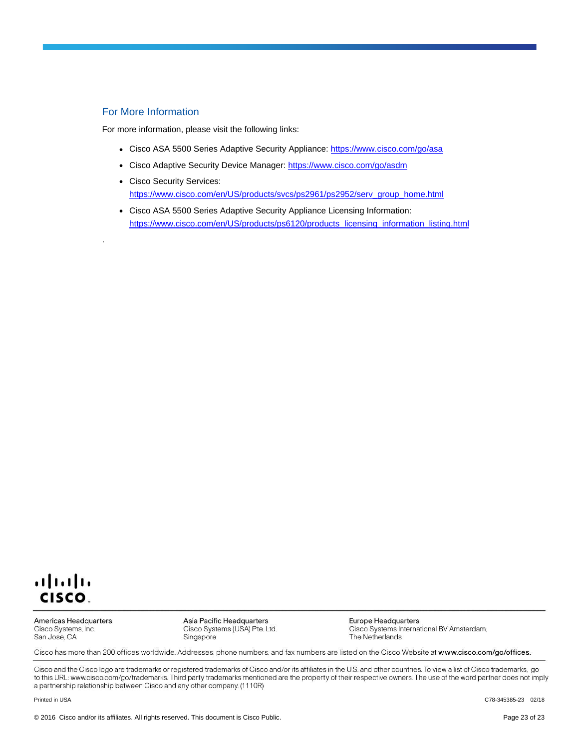## For More Information

For more information, please visit the following links:

- Cisco ASA 5500 Series Adaptive Security Appliance: https://www.cisco.com/go/asa
- Cisco Adaptive Security Device Manager: https://www.cisco.com/go/asdm
- Cisco Security Services: https://www.cisco.com/en/US/products/svcs/ps2961/ps2952/serv_group_home.html
- Cisco ASA 5500 Series Adaptive Security Appliance Licensing Information: https://www.cisco.com/en/US/products/ps6120/products_licensing_information_listing.html

.

Americas Headquarters
Cisco Systems, Inc.
San Jose, CA

Asia Pacific Headquarters
Cisco Systems (USA) Pte. Ltd.
Singapore

Europe Headquarters
Cisco Systems International BV Amsterdam,
The Netherlands

Cisco has more than 200 offices worldwide. Addresses, phone numbers, and fax numbers are listed on the Cisco Website at **www.cisco.com/go/offices.**

Cisco and the Cisco logo are trademarks or registered trademarks of Cisco and/or its affiliates in the U.S. and other countries. To view a list of Cisco trademarks, go to this URL: www.cisco.com/go/trademarks. Third party trademarks mentioned are the property of their respective owners. The use of the word partner does not imply a partnership relationship between Cisco and any other company. (1110R)

Printed in USA C78-345385-23 02/18

© 2016 Cisco and/or its affiliates. All rights reserved. This document is Cisco Public.